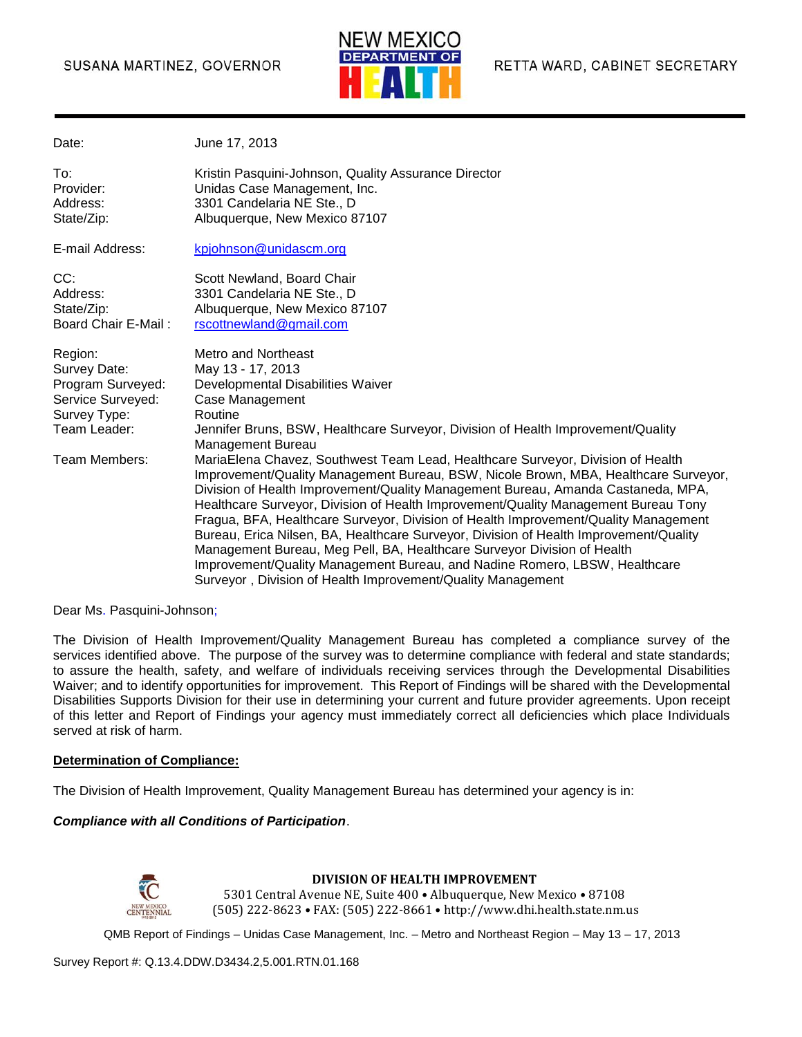SUSANA MARTINEZ, GOVERNOR

NEW MEXICO DEPARTMENT OF HEALTH

RETTA WARD, CABINET SECRETARY

---

| | |
|---|---|
| Date: | June 17, 2013 |
| To: | Kristin Pasquini-Johnson, Quality Assurance Director |
| Provider: | Unidas Case Management, Inc. |
| Address: | 3301 Candelaria NE Ste., D |
| State/Zip: | Albuquerque, New Mexico 87107 |
| E-mail Address: | kpjohnson@unidascm.org |
| CC: | Scott Newland, Board Chair |
| Address: | 3301 Candelaria NE Ste., D |
| State/Zip: | Albuquerque, New Mexico 87107 |
| Board Chair E-Mail : | rscottnewland@gmail.com |
| Region: | Metro and Northeast |
| Survey Date: | May 13 - 17, 2013 |
| Program Surveyed: | Developmental Disabilities Waiver |
| Service Surveyed: | Case Management |
| Survey Type: | Routine |
| Team Leader: | Jennifer Bruns, BSW, Healthcare Surveyor, Division of Health Improvement/Quality Management Bureau |
| Team Members: | MariaElena Chavez, Southwest Team Lead, Healthcare Surveyor, Division of Health Improvement/Quality Management Bureau, BSW, Nicole Brown, MBA, Healthcare Surveyor, Division of Health Improvement/Quality Management Bureau, Amanda Castaneda, MPA, Healthcare Surveyor, Division of Health Improvement/Quality Management Bureau Tony Fragua, BFA, Healthcare Surveyor, Division of Health Improvement/Quality Management Bureau, Erica Nilsen, BA, Healthcare Surveyor, Division of Health Improvement/Quality Management Bureau, Meg Pell, BA, Healthcare Surveyor Division of Health Improvement/Quality Management Bureau, and Nadine Romero, LBSW, Healthcare Surveyor , Division of Health Improvement/Quality Management |

Dear Ms. Pasquini-Johnson;

The Division of Health Improvement/Quality Management Bureau has completed a compliance survey of the services identified above. The purpose of the survey was to determine compliance with federal and state standards; to assure the health, safety, and welfare of individuals receiving services through the Developmental Disabilities Waiver; and to identify opportunities for improvement. This Report of Findings will be shared with the Developmental Disabilities Supports Division for their use in determining your current and future provider agreements. Upon receipt of this letter and Report of Findings your agency must immediately correct all deficiencies which place Individuals served at risk of harm.

**Determination of Compliance:**

The Division of Health Improvement, Quality Management Bureau has determined your agency is in:

***Compliance with all Conditions of Participation***.

**DIVISION OF HEALTH IMPROVEMENT**
5301 Central Avenue NE, Suite 400 • Albuquerque, New Mexico • 87108
(505) 222-8623 • FAX: (505) 222-8661 • http://www.dhi.health.state.nm.us

QMB Report of Findings – Unidas Case Management, Inc. – Metro and Northeast Region – May 13 – 17, 2013

Survey Report #: Q.13.4.DDW.D3434.2,5.001.RTN.01.168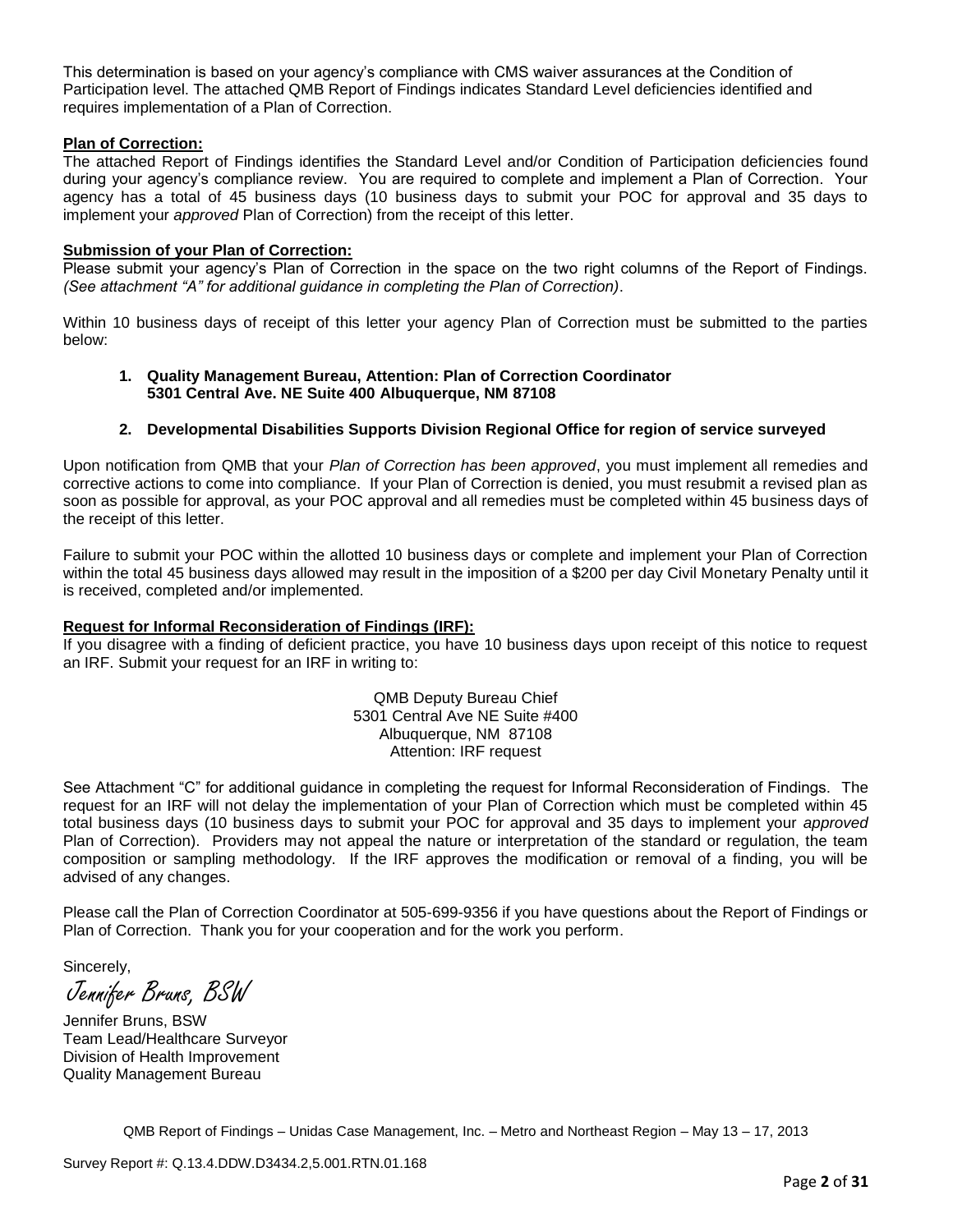This determination is based on your agency's compliance with CMS waiver assurances at the Condition of Participation level. The attached QMB Report of Findings indicates Standard Level deficiencies identified and requires implementation of a Plan of Correction.

**Plan of Correction:**

The attached Report of Findings identifies the Standard Level and/or Condition of Participation deficiencies found during your agency's compliance review. You are required to complete and implement a Plan of Correction. Your agency has a total of 45 business days (10 business days to submit your POC for approval and 35 days to implement your *approved* Plan of Correction) from the receipt of this letter.

**Submission of your Plan of Correction:**

Please submit your agency's Plan of Correction in the space on the two right columns of the Report of Findings. *(See attachment "A" for additional guidance in completing the Plan of Correction)*.

Within 10 business days of receipt of this letter your agency Plan of Correction must be submitted to the parties below:

1. **Quality Management Bureau, Attention: Plan of Correction Coordinator 5301 Central Ave. NE Suite 400 Albuquerque, NM 87108**

2. **Developmental Disabilities Supports Division Regional Office for region of service surveyed**

Upon notification from QMB that your *Plan of Correction has been approved*, you must implement all remedies and corrective actions to come into compliance. If your Plan of Correction is denied, you must resubmit a revised plan as soon as possible for approval, as your POC approval and all remedies must be completed within 45 business days of the receipt of this letter.

Failure to submit your POC within the allotted 10 business days or complete and implement your Plan of Correction within the total 45 business days allowed may result in the imposition of a $200 per day Civil Monetary Penalty until it is received, completed and/or implemented.

**Request for Informal Reconsideration of Findings (IRF):**

If you disagree with a finding of deficient practice, you have 10 business days upon receipt of this notice to request an IRF. Submit your request for an IRF in writing to:

QMB Deputy Bureau Chief
5301 Central Ave NE Suite #400
Albuquerque, NM 87108
Attention: IRF request

See Attachment "C" for additional guidance in completing the request for Informal Reconsideration of Findings. The request for an IRF will not delay the implementation of your Plan of Correction which must be completed within 45 total business days (10 business days to submit your POC for approval and 35 days to implement your *approved* Plan of Correction). Providers may not appeal the nature or interpretation of the standard or regulation, the team composition or sampling methodology. If the IRF approves the modification or removal of a finding, you will be advised of any changes.

Please call the Plan of Correction Coordinator at 505-699-9356 if you have questions about the Report of Findings or Plan of Correction. Thank you for your cooperation and for the work you perform.

Sincerely,

*Jennifer Bruns, BSW*

Jennifer Bruns, BSW
Team Lead/Healthcare Surveyor
Division of Health Improvement
Quality Management Bureau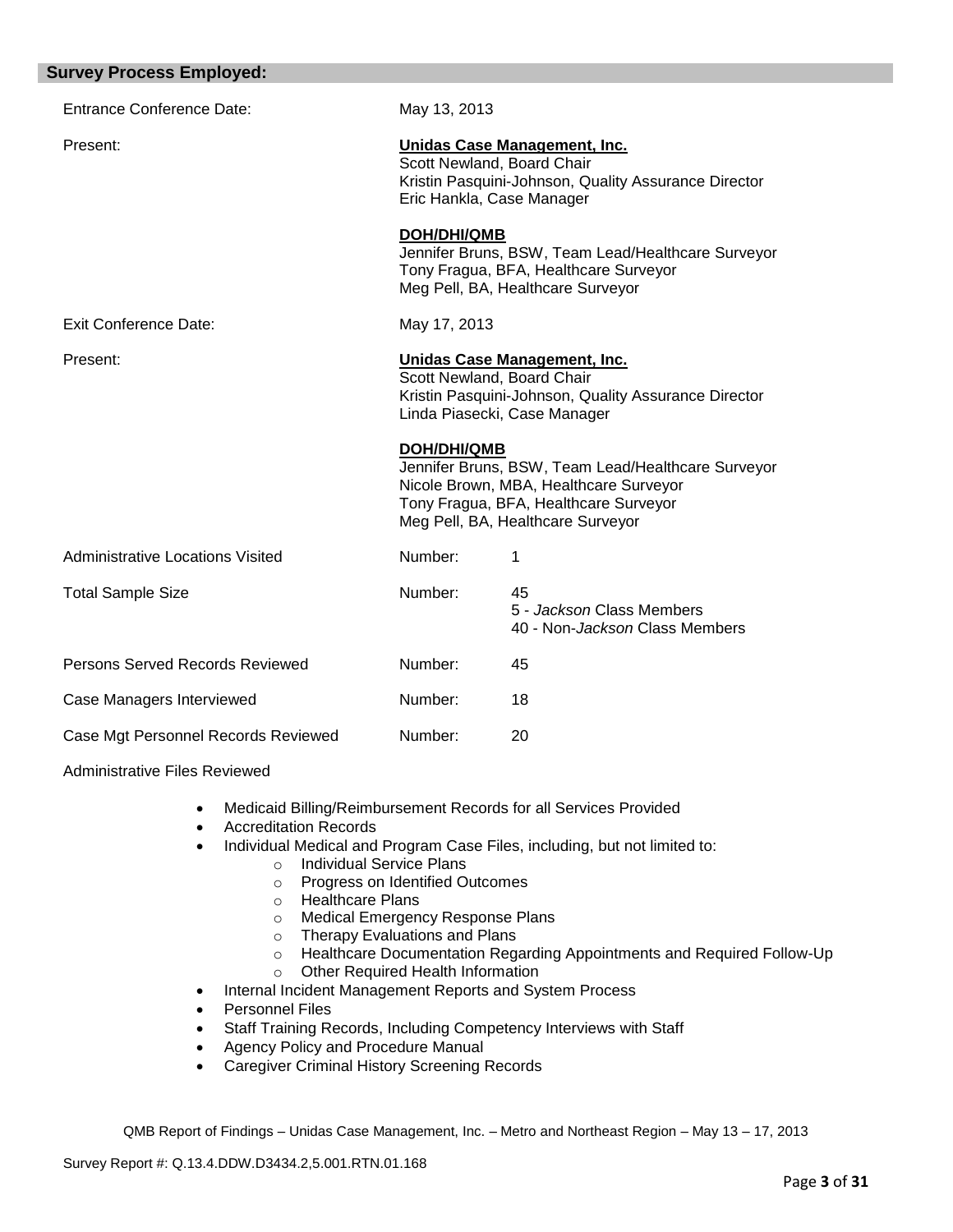## Survey Process Employed:

| | | |
|---|---|---|
| Entrance Conference Date: | May 13, 2013 | |
| Present: | **Unidas Case Management, Inc.**<br>Scott Newland, Board Chair<br>Kristin Pasquini-Johnson, Quality Assurance Director<br>Eric Hankla, Case Manager<br><br>**DOH/DHI/QMB**<br>Jennifer Bruns, BSW, Team Lead/Healthcare Surveyor<br>Tony Fragua, BFA, Healthcare Surveyor<br>Meg Pell, BA, Healthcare Surveyor | |
| Exit Conference Date: | May 17, 2013 | |
| Present: | **Unidas Case Management, Inc.**<br>Scott Newland, Board Chair<br>Kristin Pasquini-Johnson, Quality Assurance Director<br>Linda Piasecki, Case Manager<br><br>**DOH/DHI/QMB**<br>Jennifer Bruns, BSW, Team Lead/Healthcare Surveyor<br>Nicole Brown, MBA, Healthcare Surveyor<br>Tony Fragua, BFA, Healthcare Surveyor<br>Meg Pell, BA, Healthcare Surveyor | |
| Administrative Locations Visited | Number: | 1 |
| Total Sample Size | Number: | 45<br>5 - *Jackson* Class Members<br>40 - Non-*Jackson* Class Members |
| Persons Served Records Reviewed | Number: | 45 |
| Case Managers Interviewed | Number: | 18 |
| Case Mgt Personnel Records Reviewed | Number: | 20 |

Administrative Files Reviewed

- Medicaid Billing/Reimbursement Records for all Services Provided
- Accreditation Records
- Individual Medical and Program Case Files, including, but not limited to:
  - Individual Service Plans
  - Progress on Identified Outcomes
  - Healthcare Plans
  - Medical Emergency Response Plans
  - Therapy Evaluations and Plans
  - Healthcare Documentation Regarding Appointments and Required Follow-Up
  - Other Required Health Information
- Internal Incident Management Reports and System Process
- Personnel Files
- Staff Training Records, Including Competency Interviews with Staff
- Agency Policy and Procedure Manual
- Caregiver Criminal History Screening Records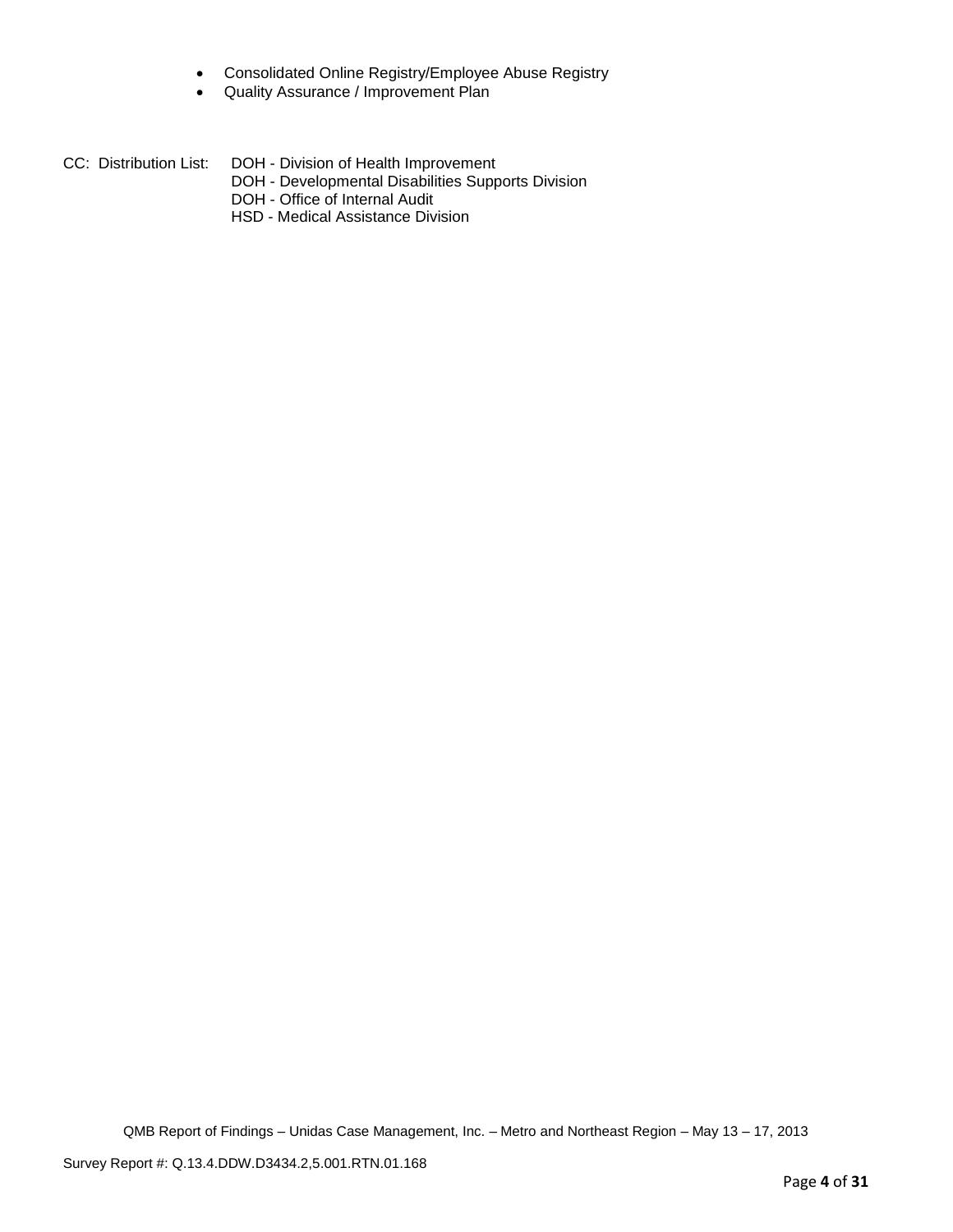- Consolidated Online Registry/Employee Abuse Registry
- Quality Assurance / Improvement Plan

CC: Distribution List: DOH - Division of Health Improvement
DOH - Developmental Disabilities Supports Division
DOH - Office of Internal Audit
HSD - Medical Assistance Division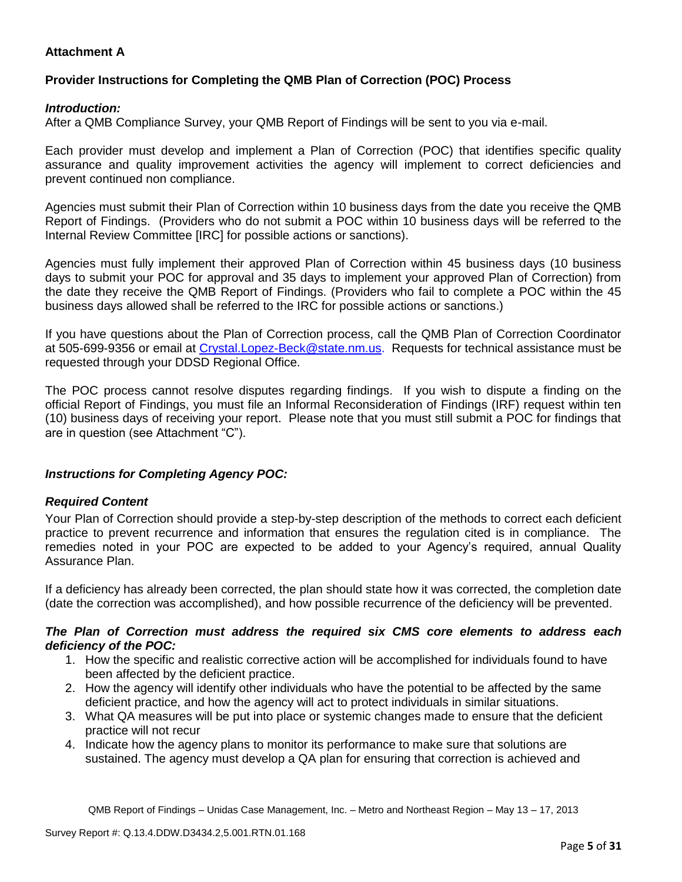**Attachment A**

**Provider Instructions for Completing the QMB Plan of Correction (POC) Process**

***Introduction:***

After a QMB Compliance Survey, your QMB Report of Findings will be sent to you via e-mail.

Each provider must develop and implement a Plan of Correction (POC) that identifies specific quality assurance and quality improvement activities the agency will implement to correct deficiencies and prevent continued non compliance.

Agencies must submit their Plan of Correction within 10 business days from the date you receive the QMB Report of Findings. (Providers who do not submit a POC within 10 business days will be referred to the Internal Review Committee [IRC] for possible actions or sanctions).

Agencies must fully implement their approved Plan of Correction within 45 business days (10 business days to submit your POC for approval and 35 days to implement your approved Plan of Correction) from the date they receive the QMB Report of Findings. (Providers who fail to complete a POC within the 45 business days allowed shall be referred to the IRC for possible actions or sanctions.)

If you have questions about the Plan of Correction process, call the QMB Plan of Correction Coordinator at 505-699-9356 or email at Crystal.Lopez-Beck@state.nm.us. Requests for technical assistance must be requested through your DDSD Regional Office.

The POC process cannot resolve disputes regarding findings. If you wish to dispute a finding on the official Report of Findings, you must file an Informal Reconsideration of Findings (IRF) request within ten (10) business days of receiving your report. Please note that you must still submit a POC for findings that are in question (see Attachment "C").

***Instructions for Completing Agency POC:***

***Required Content***

Your Plan of Correction should provide a step-by-step description of the methods to correct each deficient practice to prevent recurrence and information that ensures the regulation cited is in compliance. The remedies noted in your POC are expected to be added to your Agency's required, annual Quality Assurance Plan.

If a deficiency has already been corrected, the plan should state how it was corrected, the completion date (date the correction was accomplished), and how possible recurrence of the deficiency will be prevented.

***The Plan of Correction must address the required six CMS core elements to address each deficiency of the POC:***

1. How the specific and realistic corrective action will be accomplished for individuals found to have been affected by the deficient practice.
2. How the agency will identify other individuals who have the potential to be affected by the same deficient practice, and how the agency will act to protect individuals in similar situations.
3. What QA measures will be put into place or systemic changes made to ensure that the deficient practice will not recur
4. Indicate how the agency plans to monitor its performance to make sure that solutions are sustained. The agency must develop a QA plan for ensuring that correction is achieved and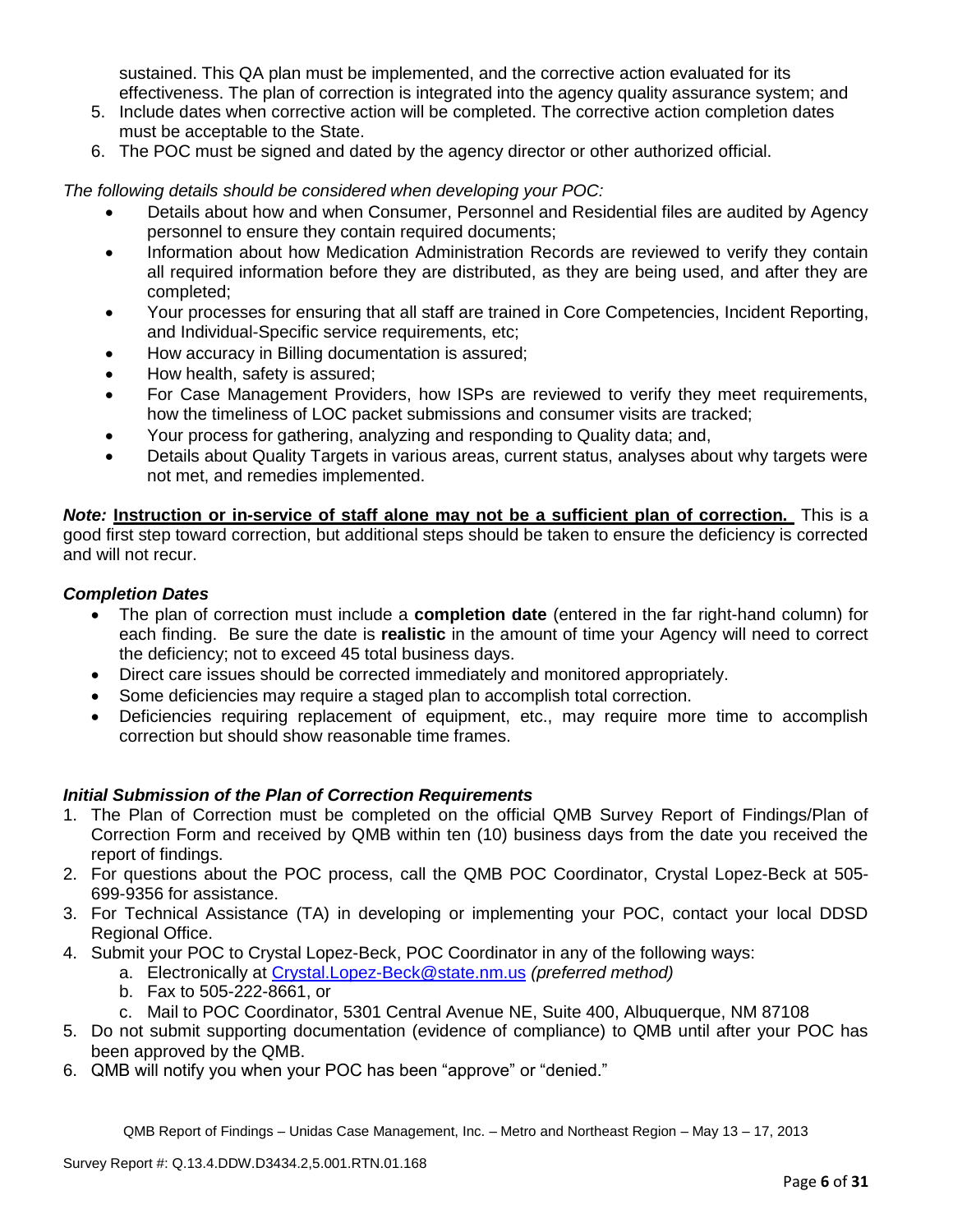sustained. This QA plan must be implemented, and the corrective action evaluated for its effectiveness. The plan of correction is integrated into the agency quality assurance system; and

5. Include dates when corrective action will be completed. The corrective action completion dates must be acceptable to the State.
6. The POC must be signed and dated by the agency director or other authorized official.

*The following details should be considered when developing your POC:*

- Details about how and when Consumer, Personnel and Residential files are audited by Agency personnel to ensure they contain required documents;
- Information about how Medication Administration Records are reviewed to verify they contain all required information before they are distributed, as they are being used, and after they are completed;
- Your processes for ensuring that all staff are trained in Core Competencies, Incident Reporting, and Individual-Specific service requirements, etc;
- How accuracy in Billing documentation is assured;
- How health, safety is assured;
- For Case Management Providers, how ISPs are reviewed to verify they meet requirements, how the timeliness of LOC packet submissions and consumer visits are tracked;
- Your process for gathering, analyzing and responding to Quality data; and,
- Details about Quality Targets in various areas, current status, analyses about why targets were not met, and remedies implemented.

***Note:*** **Instruction or in-service of staff alone may not be a sufficient plan of correction.** This is a good first step toward correction, but additional steps should be taken to ensure the deficiency is corrected and will not recur.

### *Completion Dates*

- The plan of correction must include a **completion date** (entered in the far right-hand column) for each finding. Be sure the date is **realistic** in the amount of time your Agency will need to correct the deficiency; not to exceed 45 total business days.
- Direct care issues should be corrected immediately and monitored appropriately.
- Some deficiencies may require a staged plan to accomplish total correction.
- Deficiencies requiring replacement of equipment, etc., may require more time to accomplish correction but should show reasonable time frames.

### *Initial Submission of the Plan of Correction Requirements*

1. The Plan of Correction must be completed on the official QMB Survey Report of Findings/Plan of Correction Form and received by QMB within ten (10) business days from the date you received the report of findings.
2. For questions about the POC process, call the QMB POC Coordinator, Crystal Lopez-Beck at 505-699-9356 for assistance.
3. For Technical Assistance (TA) in developing or implementing your POC, contact your local DDSD Regional Office.
4. Submit your POC to Crystal Lopez-Beck, POC Coordinator in any of the following ways:
   a. Electronically at Crystal.Lopez-Beck@state.nm.us *(preferred method)*
   b. Fax to 505-222-8661, or
   c. Mail to POC Coordinator, 5301 Central Avenue NE, Suite 400, Albuquerque, NM 87108
5. Do not submit supporting documentation (evidence of compliance) to QMB until after your POC has been approved by the QMB.
6. QMB will notify you when your POC has been "approve" or "denied."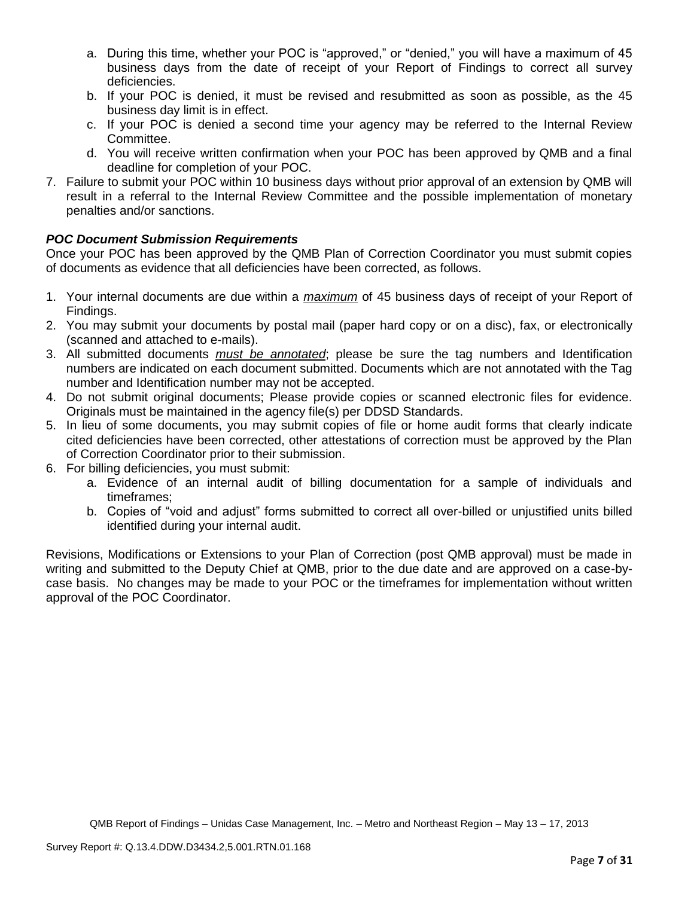a. During this time, whether your POC is "approved," or "denied," you will have a maximum of 45 business days from the date of receipt of your Report of Findings to correct all survey deficiencies.
b. If your POC is denied, it must be revised and resubmitted as soon as possible, as the 45 business day limit is in effect.
c. If your POC is denied a second time your agency may be referred to the Internal Review Committee.
d. You will receive written confirmation when your POC has been approved by QMB and a final deadline for completion of your POC.

7. Failure to submit your POC within 10 business days without prior approval of an extension by QMB will result in a referral to the Internal Review Committee and the possible implementation of monetary penalties and/or sanctions.

***POC Document Submission Requirements***

Once your POC has been approved by the QMB Plan of Correction Coordinator you must submit copies of documents as evidence that all deficiencies have been corrected, as follows.

1. Your internal documents are due within a ***maximum*** of 45 business days of receipt of your Report of Findings.
2. You may submit your documents by postal mail (paper hard copy or on a disc), fax, or electronically (scanned and attached to e-mails).
3. All submitted documents ***must be annotated***; please be sure the tag numbers and Identification numbers are indicated on each document submitted. Documents which are not annotated with the Tag number and Identification number may not be accepted.
4. Do not submit original documents; Please provide copies or scanned electronic files for evidence. Originals must be maintained in the agency file(s) per DDSD Standards.
5. In lieu of some documents, you may submit copies of file or home audit forms that clearly indicate cited deficiencies have been corrected, other attestations of correction must be approved by the Plan of Correction Coordinator prior to their submission.
6. For billing deficiencies, you must submit:
   a. Evidence of an internal audit of billing documentation for a sample of individuals and timeframes;
   b. Copies of "void and adjust" forms submitted to correct all over-billed or unjustified units billed identified during your internal audit.

Revisions, Modifications or Extensions to your Plan of Correction (post QMB approval) must be made in writing and submitted to the Deputy Chief at QMB, prior to the due date and are approved on a case-by-case basis. No changes may be made to your POC or the timeframes for implementation without written approval of the POC Coordinator.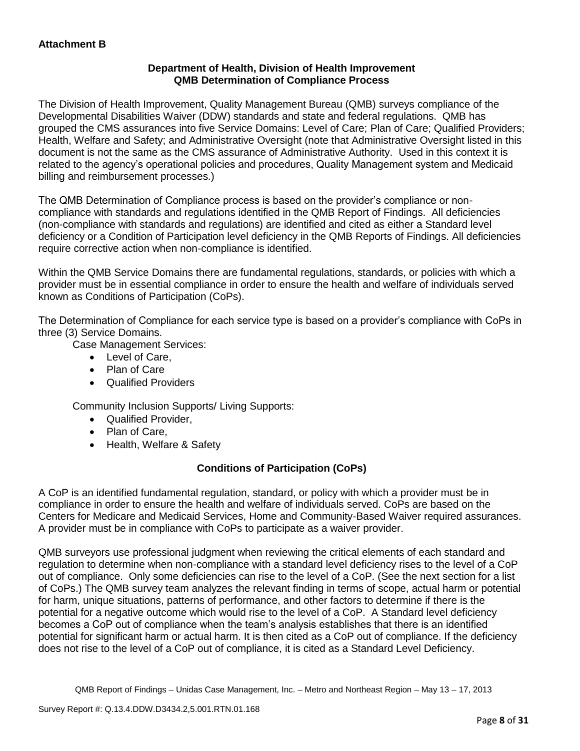**Attachment B**

**Department of Health, Division of Health Improvement**
**QMB Determination of Compliance Process**

The Division of Health Improvement, Quality Management Bureau (QMB) surveys compliance of the Developmental Disabilities Waiver (DDW) standards and state and federal regulations. QMB has grouped the CMS assurances into five Service Domains: Level of Care; Plan of Care; Qualified Providers; Health, Welfare and Safety; and Administrative Oversight (note that Administrative Oversight listed in this document is not the same as the CMS assurance of Administrative Authority. Used in this context it is related to the agency's operational policies and procedures, Quality Management system and Medicaid billing and reimbursement processes.)

The QMB Determination of Compliance process is based on the provider's compliance or non-compliance with standards and regulations identified in the QMB Report of Findings. All deficiencies (non-compliance with standards and regulations) are identified and cited as either a Standard level deficiency or a Condition of Participation level deficiency in the QMB Reports of Findings. All deficiencies require corrective action when non-compliance is identified.

Within the QMB Service Domains there are fundamental regulations, standards, or policies with which a provider must be in essential compliance in order to ensure the health and welfare of individuals served known as Conditions of Participation (CoPs).

The Determination of Compliance for each service type is based on a provider's compliance with CoPs in three (3) Service Domains.

Case Management Services:

- Level of Care,
- Plan of Care
- Qualified Providers

Community Inclusion Supports/ Living Supports:

- Qualified Provider,
- Plan of Care,
- Health, Welfare & Safety

**Conditions of Participation (CoPs)**

A CoP is an identified fundamental regulation, standard, or policy with which a provider must be in compliance in order to ensure the health and welfare of individuals served. CoPs are based on the Centers for Medicare and Medicaid Services, Home and Community-Based Waiver required assurances. A provider must be in compliance with CoPs to participate as a waiver provider.

QMB surveyors use professional judgment when reviewing the critical elements of each standard and regulation to determine when non-compliance with a standard level deficiency rises to the level of a CoP out of compliance. Only some deficiencies can rise to the level of a CoP. (See the next section for a list of CoPs.) The QMB survey team analyzes the relevant finding in terms of scope, actual harm or potential for harm, unique situations, patterns of performance, and other factors to determine if there is the potential for a negative outcome which would rise to the level of a CoP. A Standard level deficiency becomes a CoP out of compliance when the team's analysis establishes that there is an identified potential for significant harm or actual harm. It is then cited as a CoP out of compliance. If the deficiency does not rise to the level of a CoP out of compliance, it is cited as a Standard Level Deficiency.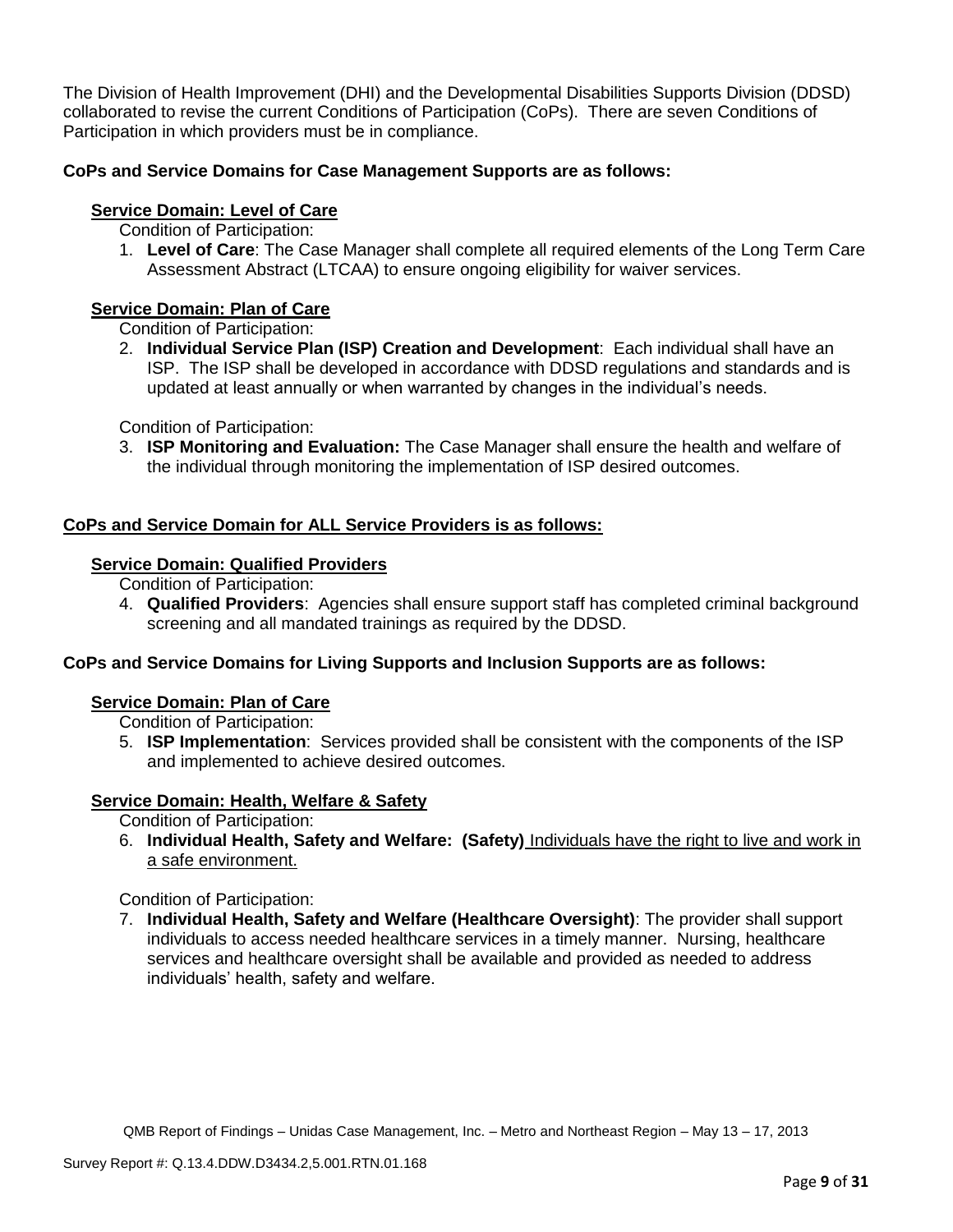The Division of Health Improvement (DHI) and the Developmental Disabilities Supports Division (DDSD) collaborated to revise the current Conditions of Participation (CoPs). There are seven Conditions of Participation in which providers must be in compliance.

**CoPs and Service Domains for Case Management Supports are as follows:**

**Service Domain: Level of Care**

Condition of Participation:

1. **Level of Care**: The Case Manager shall complete all required elements of the Long Term Care Assessment Abstract (LTCAA) to ensure ongoing eligibility for waiver services.

**Service Domain: Plan of Care**

Condition of Participation:

2. **Individual Service Plan (ISP) Creation and Development**: Each individual shall have an ISP. The ISP shall be developed in accordance with DDSD regulations and standards and is updated at least annually or when warranted by changes in the individual's needs.

Condition of Participation:

3. **ISP Monitoring and Evaluation:** The Case Manager shall ensure the health and welfare of the individual through monitoring the implementation of ISP desired outcomes.

**CoPs and Service Domain for ALL Service Providers is as follows:**

**Service Domain: Qualified Providers**

Condition of Participation:

4. **Qualified Providers**: Agencies shall ensure support staff has completed criminal background screening and all mandated trainings as required by the DDSD.

**CoPs and Service Domains for Living Supports and Inclusion Supports are as follows:**

**Service Domain: Plan of Care**

Condition of Participation:

5. **ISP Implementation**: Services provided shall be consistent with the components of the ISP and implemented to achieve desired outcomes.

**Service Domain: Health, Welfare & Safety**

Condition of Participation:

6. **Individual Health, Safety and Welfare: (Safety)** Individuals have the right to live and work in a safe environment.

Condition of Participation:

7. **Individual Health, Safety and Welfare (Healthcare Oversight)**: The provider shall support individuals to access needed healthcare services in a timely manner. Nursing, healthcare services and healthcare oversight shall be available and provided as needed to address individuals' health, safety and welfare.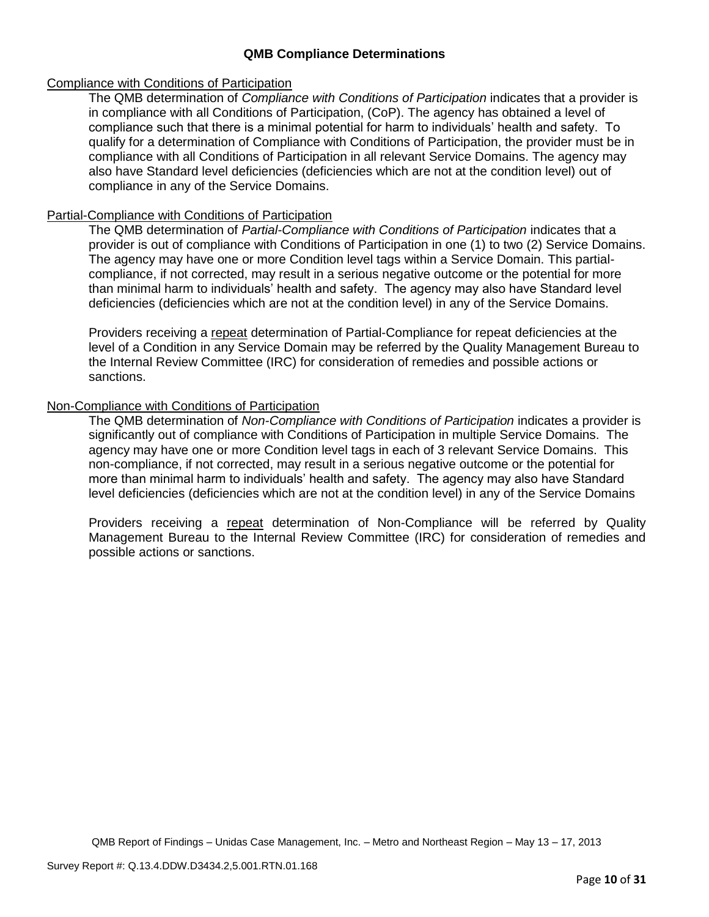## QMB Compliance Determinations

Compliance with Conditions of Participation

The QMB determination of *Compliance with Conditions of Participation* indicates that a provider is in compliance with all Conditions of Participation, (CoP). The agency has obtained a level of compliance such that there is a minimal potential for harm to individuals' health and safety. To qualify for a determination of Compliance with Conditions of Participation, the provider must be in compliance with all Conditions of Participation in all relevant Service Domains. The agency may also have Standard level deficiencies (deficiencies which are not at the condition level) out of compliance in any of the Service Domains.

Partial-Compliance with Conditions of Participation

The QMB determination of *Partial-Compliance with Conditions of Participation* indicates that a provider is out of compliance with Conditions of Participation in one (1) to two (2) Service Domains. The agency may have one or more Condition level tags within a Service Domain. This partial-compliance, if not corrected, may result in a serious negative outcome or the potential for more than minimal harm to individuals' health and safety. The agency may also have Standard level deficiencies (deficiencies which are not at the condition level) in any of the Service Domains.

Providers receiving a repeat determination of Partial-Compliance for repeat deficiencies at the level of a Condition in any Service Domain may be referred by the Quality Management Bureau to the Internal Review Committee (IRC) for consideration of remedies and possible actions or sanctions.

Non-Compliance with Conditions of Participation

The QMB determination of *Non-Compliance with Conditions of Participation* indicates a provider is significantly out of compliance with Conditions of Participation in multiple Service Domains. The agency may have one or more Condition level tags in each of 3 relevant Service Domains. This non-compliance, if not corrected, may result in a serious negative outcome or the potential for more than minimal harm to individuals' health and safety. The agency may also have Standard level deficiencies (deficiencies which are not at the condition level) in any of the Service Domains

Providers receiving a repeat determination of Non-Compliance will be referred by Quality Management Bureau to the Internal Review Committee (IRC) for consideration of remedies and possible actions or sanctions.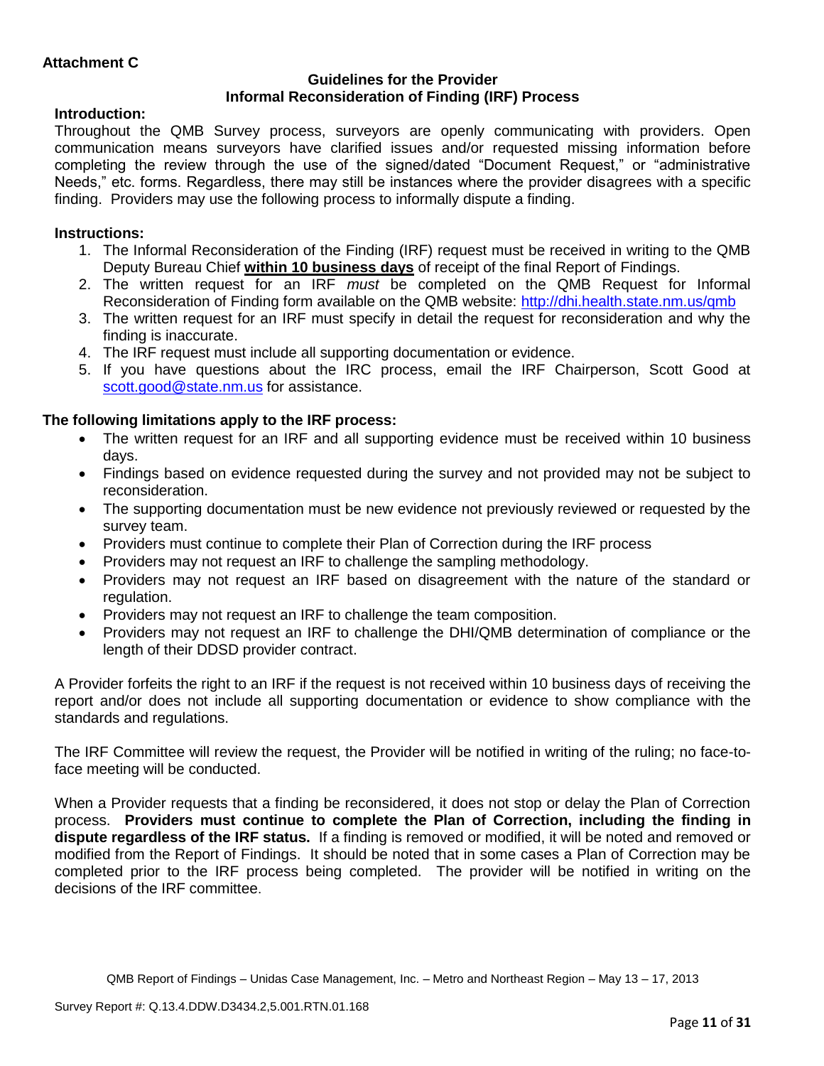**Attachment C**

**Guidelines for the Provider**
**Informal Reconsideration of Finding (IRF) Process**

**Introduction:**

Throughout the QMB Survey process, surveyors are openly communicating with providers. Open communication means surveyors have clarified issues and/or requested missing information before completing the review through the use of the signed/dated "Document Request," or "administrative Needs," etc. forms. Regardless, there may still be instances where the provider disagrees with a specific finding. Providers may use the following process to informally dispute a finding.

**Instructions:**

1. The Informal Reconsideration of the Finding (IRF) request must be received in writing to the QMB Deputy Bureau Chief **<u>within 10 business days</u>** of receipt of the final Report of Findings.
2. The written request for an IRF *must* be completed on the QMB Request for Informal Reconsideration of Finding form available on the QMB website: http://dhi.health.state.nm.us/qmb
3. The written request for an IRF must specify in detail the request for reconsideration and why the finding is inaccurate.
4. The IRF request must include all supporting documentation or evidence.
5. If you have questions about the IRC process, email the IRF Chairperson, Scott Good at scott.good@state.nm.us for assistance.

**The following limitations apply to the IRF process:**

- The written request for an IRF and all supporting evidence must be received within 10 business days.
- Findings based on evidence requested during the survey and not provided may not be subject to reconsideration.
- The supporting documentation must be new evidence not previously reviewed or requested by the survey team.
- Providers must continue to complete their Plan of Correction during the IRF process
- Providers may not request an IRF to challenge the sampling methodology.
- Providers may not request an IRF based on disagreement with the nature of the standard or regulation.
- Providers may not request an IRF to challenge the team composition.
- Providers may not request an IRF to challenge the DHI/QMB determination of compliance or the length of their DDSD provider contract.

A Provider forfeits the right to an IRF if the request is not received within 10 business days of receiving the report and/or does not include all supporting documentation or evidence to show compliance with the standards and regulations.

The IRF Committee will review the request, the Provider will be notified in writing of the ruling; no face-to-face meeting will be conducted.

When a Provider requests that a finding be reconsidered, it does not stop or delay the Plan of Correction process. **Providers must continue to complete the Plan of Correction, including the finding in dispute regardless of the IRF status.** If a finding is removed or modified, it will be noted and removed or modified from the Report of Findings. It should be noted that in some cases a Plan of Correction may be completed prior to the IRF process being completed. The provider will be notified in writing on the decisions of the IRF committee.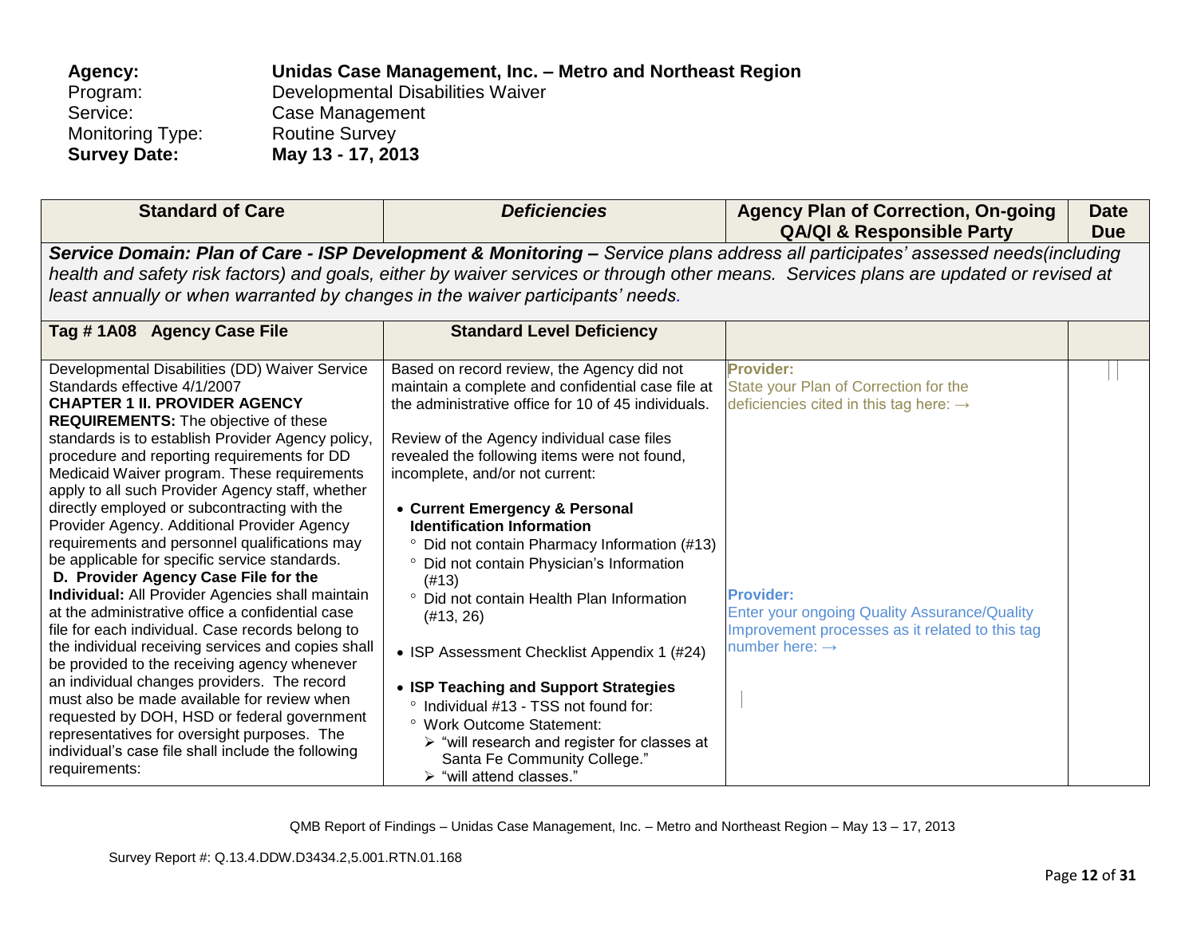**Agency:** **Unidas Case Management, Inc. – Metro and Northeast Region**
Program: Developmental Disabilities Waiver
Service: Case Management
Monitoring Type: Routine Survey
**Survey Date:** **May 13 - 17, 2013**

| **Standard of Care** | ***Deficiencies*** | **Agency Plan of Correction, On-going QA/QI & Responsible Party** | **Date Due** |
|---|---|---|---|
| ***Service Domain: Plan of Care - ISP Development & Monitoring –*** *Service plans address all participates' assessed needs(including health and safety risk factors) and goals, either by waiver services or through other means. Services plans are updated or revised at least annually or when warranted by changes in the waiver participants' needs.* | | | |
| **Tag # 1A08 Agency Case File** | **Standard Level Deficiency** | | |
| Developmental Disabilities (DD) Waiver Service Standards effective 4/1/2007<br>**CHAPTER 1 II. PROVIDER AGENCY REQUIREMENTS:** The objective of these standards is to establish Provider Agency policy, procedure and reporting requirements for DD Medicaid Waiver program. These requirements apply to all such Provider Agency staff, whether directly employed or subcontracting with the Provider Agency. Additional Provider Agency requirements and personnel qualifications may be applicable for specific service standards.<br>**D. Provider Agency Case File for the Individual:** All Provider Agencies shall maintain at the administrative office a confidential case file for each individual. Case records belong to the individual receiving services and copies shall be provided to the receiving agency whenever an individual changes providers. The record must also be made available for review when requested by DOH, HSD or federal government representatives for oversight purposes. The individual's case file shall include the following requirements: | Based on record review, the Agency did not maintain a complete and confidential case file at the administrative office for 10 of 45 individuals.<br><br>Review of the Agency individual case files revealed the following items were not found, incomplete, and/or not current:<br><br>• **Current Emergency & Personal Identification Information**<br>° Did not contain Pharmacy Information (#13)<br>° Did not contain Physician's Information (#13)<br>° Did not contain Health Plan Information (#13, 26)<br><br>• ISP Assessment Checklist Appendix 1 (#24)<br><br>• **ISP Teaching and Support Strategies**<br>° Individual #13 - TSS not found for:<br>° Work Outcome Statement:<br>➢ "will research and register for classes at Santa Fe Community College."<br>➢ "will attend classes." | **Provider:**<br>State your Plan of Correction for the deficiencies cited in this tag here: →<br><br>**Provider:**<br>Enter your ongoing Quality Assurance/Quality Improvement processes as it related to this tag number here: → | |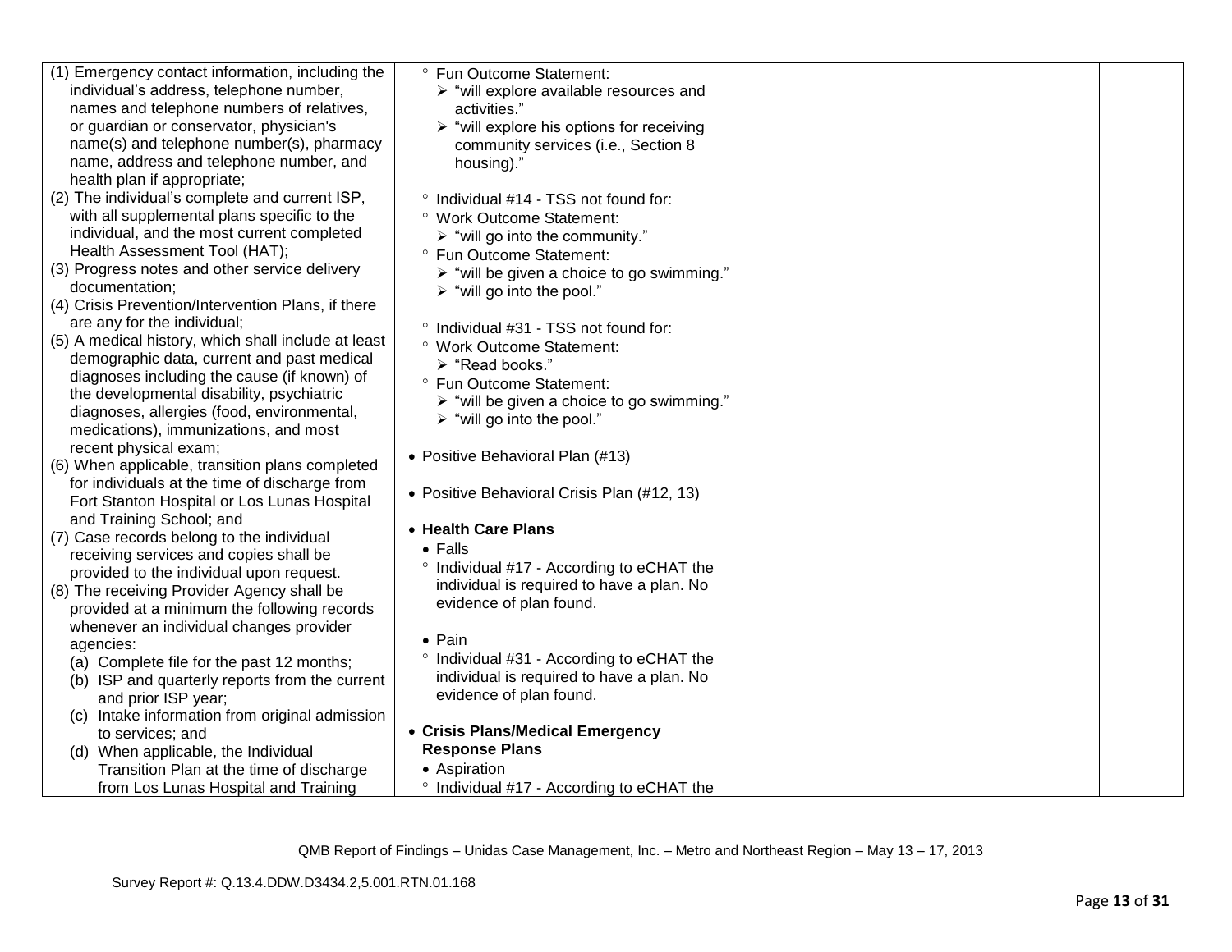| | | | |
|---|---|---|---|
| (1) Emergency contact information, including the individual's address, telephone number, names and telephone numbers of relatives, or guardian or conservator, physician's name(s) and telephone number(s), pharmacy name, address and telephone number, and health plan if appropriate;<br>(2) The individual's complete and current ISP, with all supplemental plans specific to the individual, and the most current completed Health Assessment Tool (HAT);<br>(3) Progress notes and other service delivery documentation;<br>(4) Crisis Prevention/Intervention Plans, if there are any for the individual;<br>(5) A medical history, which shall include at least demographic data, current and past medical diagnoses including the cause (if known) of the developmental disability, psychiatric diagnoses, allergies (food, environmental, medications), immunizations, and most recent physical exam;<br>(6) When applicable, transition plans completed for individuals at the time of discharge from Fort Stanton Hospital or Los Lunas Hospital and Training School; and<br>(7) Case records belong to the individual receiving services and copies shall be provided to the individual upon request.<br>(8) The receiving Provider Agency shall be provided at a minimum the following records whenever an individual changes provider agencies:<br>(a) Complete file for the past 12 months;<br>(b) ISP and quarterly reports from the current and prior ISP year;<br>(c) Intake information from original admission to services; and<br>(d) When applicable, the Individual Transition Plan at the time of discharge from Los Lunas Hospital and Training | ° Fun Outcome Statement:<br>➢ "will explore available resources and activities."<br>➢ "will explore his options for receiving community services (i.e., Section 8 housing)."<br><br>° Individual #14 - TSS not found for:<br>° Work Outcome Statement:<br>➢ "will go into the community."<br>° Fun Outcome Statement:<br>➢ "will be given a choice to go swimming."<br>➢ "will go into the pool."<br><br>° Individual #31 - TSS not found for:<br>° Work Outcome Statement:<br>➢ "Read books."<br>° Fun Outcome Statement:<br>➢ "will be given a choice to go swimming."<br>➢ "will go into the pool."<br><br>• Positive Behavioral Plan (#13)<br><br>• Positive Behavioral Crisis Plan (#12, 13)<br><br>• **Health Care Plans**<br>• Falls<br>° Individual #17 - According to eCHAT the individual is required to have a plan. No evidence of plan found.<br><br>• Pain<br>° Individual #31 - According to eCHAT the individual is required to have a plan. No evidence of plan found.<br><br>• **Crisis Plans/Medical Emergency Response Plans**<br>• Aspiration<br>° Individual #17 - According to eCHAT the | | |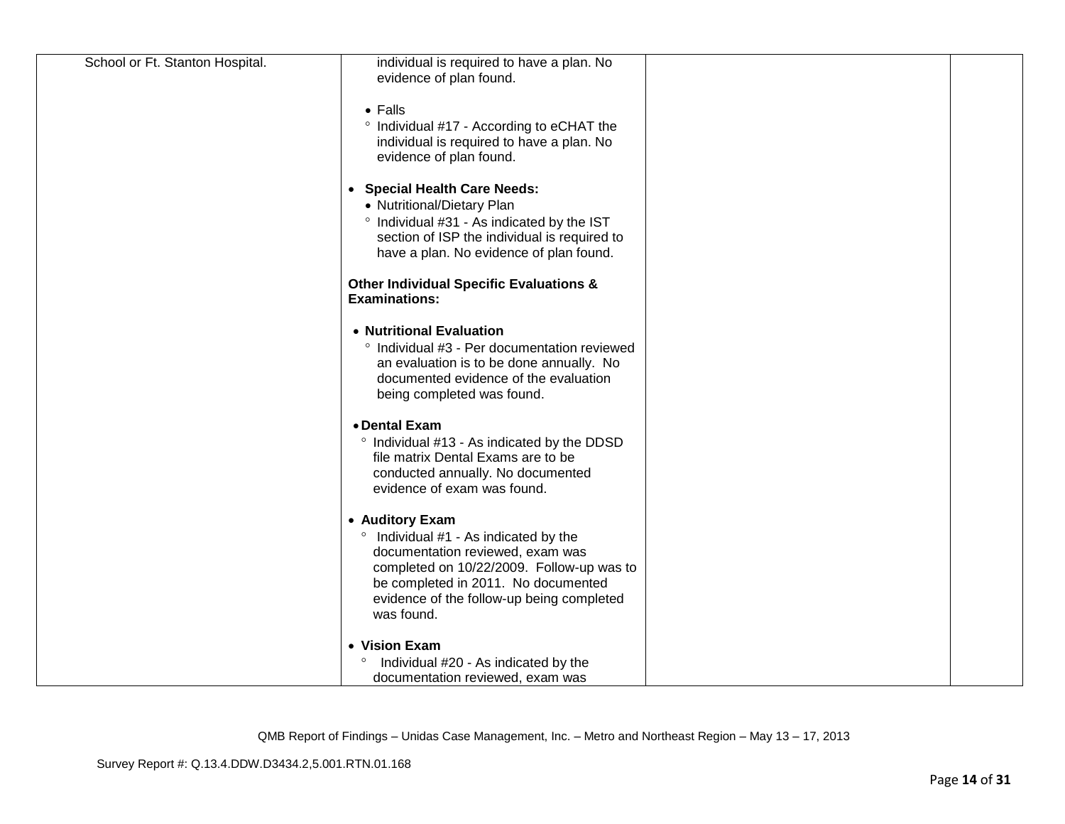| | | | |
|---|---|---|---|
| School or Ft. Stanton Hospital. | individual is required to have a plan. No evidence of plan found.<br><br>• Falls<br>° Individual #17 - According to eCHAT the individual is required to have a plan. No evidence of plan found.<br><br>• **Special Health Care Needs:**<br>• Nutritional/Dietary Plan<br>° Individual #31 - As indicated by the IST section of ISP the individual is required to have a plan. No evidence of plan found.<br><br>**Other Individual Specific Evaluations & Examinations:**<br><br>• **Nutritional Evaluation**<br>° Individual #3 - Per documentation reviewed an evaluation is to be done annually. No documented evidence of the evaluation being completed was found.<br><br>• **Dental Exam**<br>° Individual #13 - As indicated by the DDSD file matrix Dental Exams are to be conducted annually. No documented evidence of exam was found.<br><br>• **Auditory Exam**<br>° Individual #1 - As indicated by the documentation reviewed, exam was completed on 10/22/2009. Follow-up was to be completed in 2011. No documented evidence of the follow-up being completed was found.<br><br>• **Vision Exam**<br>° Individual #20 - As indicated by the documentation reviewed, exam was | | |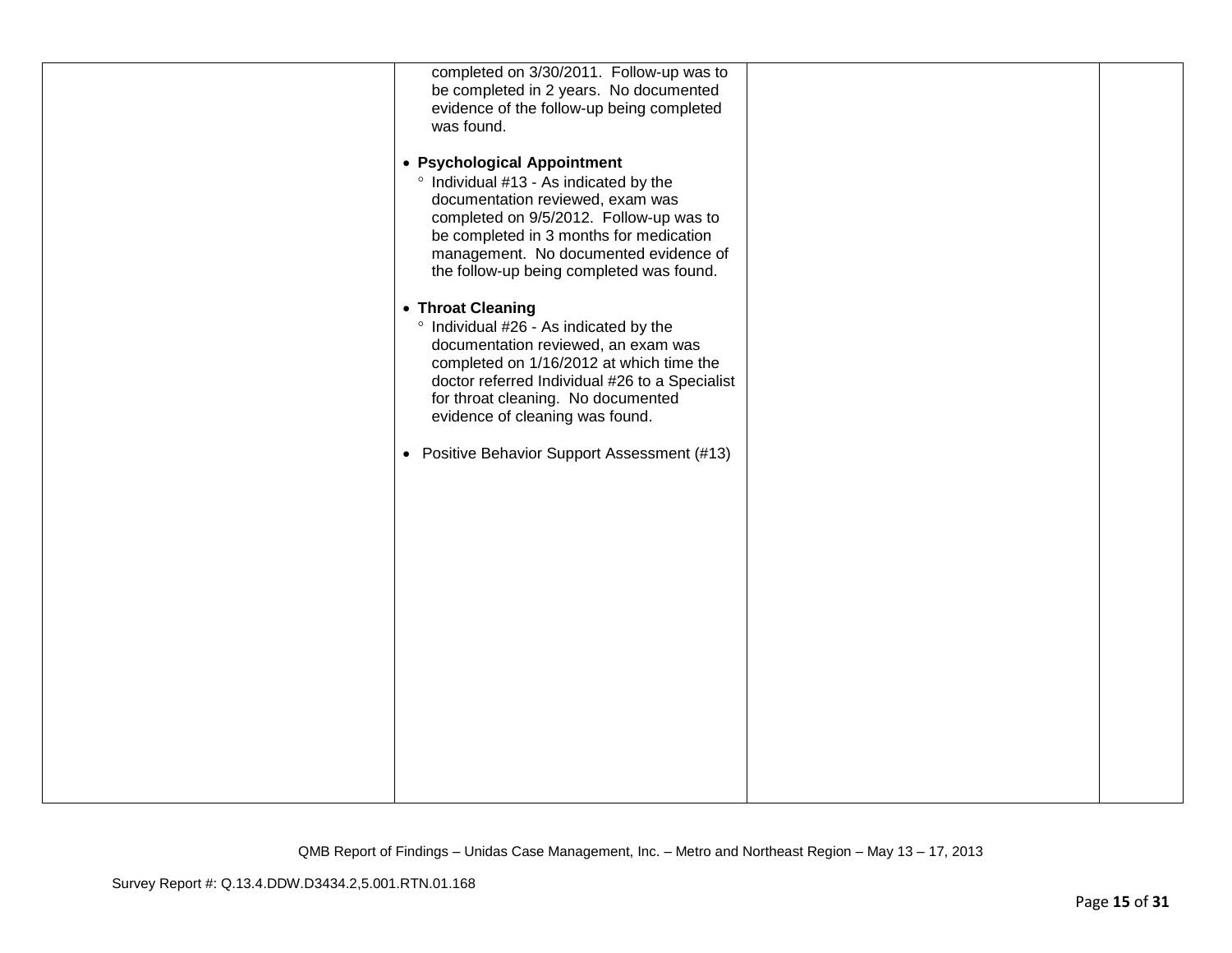| | | | |
|---|---|---|---|
| | completed on 3/30/2011. Follow-up was to be completed in 2 years. No documented evidence of the follow-up being completed was found.<br><br>• **Psychological Appointment**<br>° Individual #13 - As indicated by the documentation reviewed, exam was completed on 9/5/2012. Follow-up was to be completed in 3 months for medication management. No documented evidence of the follow-up being completed was found.<br><br>• **Throat Cleaning**<br>° Individual #26 - As indicated by the documentation reviewed, an exam was completed on 1/16/2012 at which time the doctor referred Individual #26 to a Specialist for throat cleaning. No documented evidence of cleaning was found.<br><br>• Positive Behavior Support Assessment (#13) | | |

QMB Report of Findings – Unidas Case Management, Inc. – Metro and Northeast Region – May 13 – 17, 2013

Survey Report #: Q.13.4.DDW.D3434.2,5.001.RTN.01.168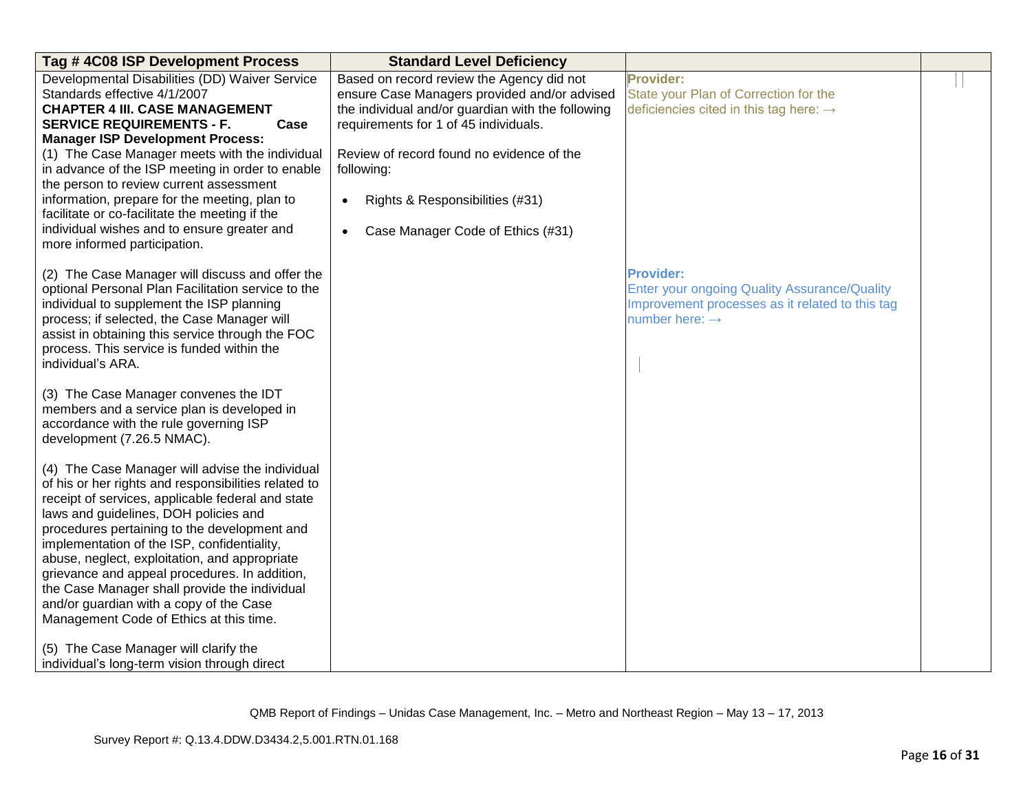| Tag # 4C08 ISP Development Process | Standard Level Deficiency | | |
|---|---|---|---|
| Developmental Disabilities (DD) Waiver Service Standards effective 4/1/2007<br>**CHAPTER 4 III. CASE MANAGEMENT SERVICE REQUIREMENTS - F. Case Manager ISP Development Process:**<br>(1) The Case Manager meets with the individual in advance of the ISP meeting in order to enable the person to review current assessment information, prepare for the meeting, plan to facilitate or co-facilitate the meeting if the individual wishes and to ensure greater and more informed participation.<br><br>(2) The Case Manager will discuss and offer the optional Personal Plan Facilitation service to the individual to supplement the ISP planning process; if selected, the Case Manager will assist in obtaining this service through the FOC process. This service is funded within the individual's ARA.<br><br>(3) The Case Manager convenes the IDT members and a service plan is developed in accordance with the rule governing ISP development (7.26.5 NMAC).<br><br>(4) The Case Manager will advise the individual of his or her rights and responsibilities related to receipt of services, applicable federal and state laws and guidelines, DOH policies and procedures pertaining to the development and implementation of the ISP, confidentiality, abuse, neglect, exploitation, and appropriate grievance and appeal procedures. In addition, the Case Manager shall provide the individual and/or guardian with a copy of the Case Management Code of Ethics at this time.<br><br>(5) The Case Manager will clarify the individual's long-term vision through direct | Based on record review the Agency did not ensure Case Managers provided and/or advised the individual and/or guardian with the following requirements for 1 of 45 individuals.<br><br>Review of record found no evidence of the following:<br><br>• Rights & Responsibilities (#31)<br><br>• Case Manager Code of Ethics (#31) | **Provider:**<br>State your Plan of Correction for the deficiencies cited in this tag here: →<br><br>**Provider:**<br>Enter your ongoing Quality Assurance/Quality Improvement processes as it related to this tag number here: → | |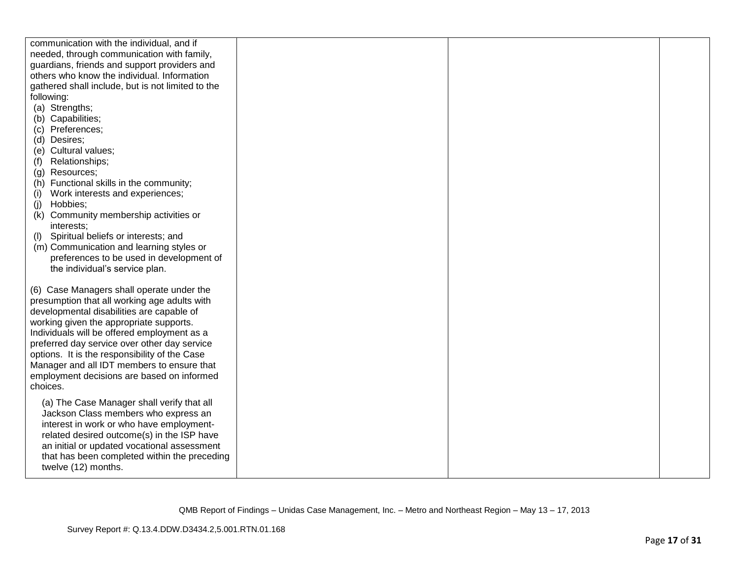| | | | |
|---|---|---|---|
| communication with the individual, and if needed, through communication with family, guardians, friends and support providers and others who know the individual. Information gathered shall include, but is not limited to the following:<br>(a) Strengths;<br>(b) Capabilities;<br>(c) Preferences;<br>(d) Desires;<br>(e) Cultural values;<br>(f) Relationships;<br>(g) Resources;<br>(h) Functional skills in the community;<br>(i) Work interests and experiences;<br>(j) Hobbies;<br>(k) Community membership activities or interests;<br>(l) Spiritual beliefs or interests; and<br>(m) Communication and learning styles or preferences to be used in development of the individual's service plan.<br><br>(6) Case Managers shall operate under the presumption that all working age adults with developmental disabilities are capable of working given the appropriate supports. Individuals will be offered employment as a preferred day service over other day service options. It is the responsibility of the Case Manager and all IDT members to ensure that employment decisions are based on informed choices.<br><br>(a) The Case Manager shall verify that all Jackson Class members who express an interest in work or who have employment-related desired outcome(s) in the ISP have an initial or updated vocational assessment that has been completed within the preceding twelve (12) months. | | | |

QMB Report of Findings – Unidas Case Management, Inc. – Metro and Northeast Region – May 13 – 17, 2013

Survey Report #: Q.13.4.DDW.D3434.2,5.001.RTN.01.168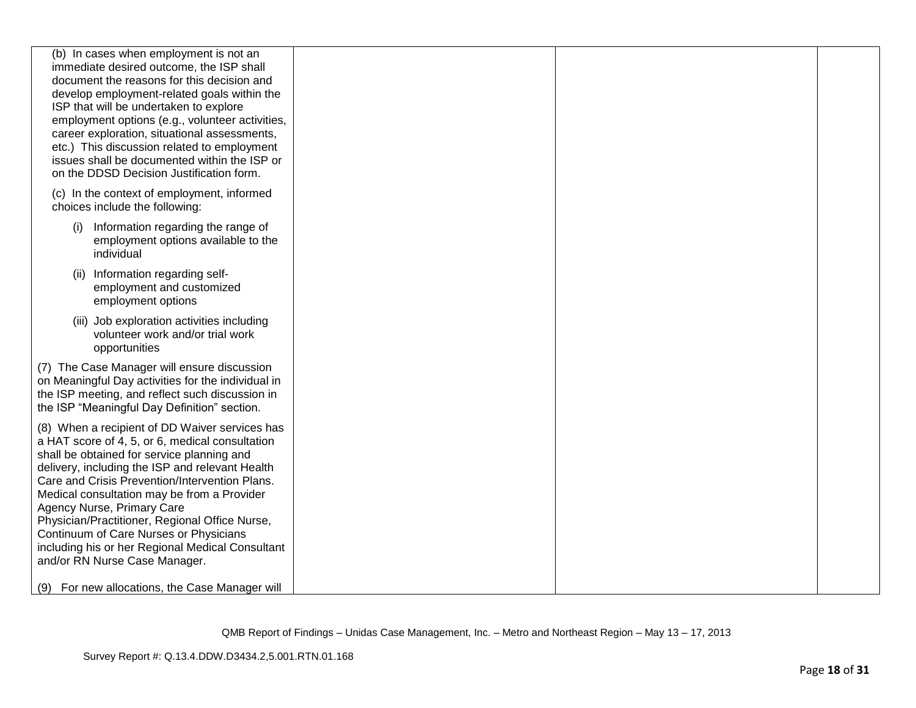| | | | |
|---|---|---|---|
| (b) In cases when employment is not an immediate desired outcome, the ISP shall document the reasons for this decision and develop employment-related goals within the ISP that will be undertaken to explore employment options (e.g., volunteer activities, career exploration, situational assessments, etc.) This discussion related to employment issues shall be documented within the ISP or on the DDSD Decision Justification form.<br><br>(c) In the context of employment, informed choices include the following:<br><br>(i) Information regarding the range of employment options available to the individual<br><br>(ii) Information regarding self-employment and customized employment options<br><br>(iii) Job exploration activities including volunteer work and/or trial work opportunities<br><br>(7) The Case Manager will ensure discussion on Meaningful Day activities for the individual in the ISP meeting, and reflect such discussion in the ISP "Meaningful Day Definition" section.<br><br>(8) When a recipient of DD Waiver services has a HAT score of 4, 5, or 6, medical consultation shall be obtained for service planning and delivery, including the ISP and relevant Health Care and Crisis Prevention/Intervention Plans. Medical consultation may be from a Provider Agency Nurse, Primary Care Physician/Practitioner, Regional Office Nurse, Continuum of Care Nurses or Physicians including his or her Regional Medical Consultant and/or RN Nurse Case Manager.<br><br>(9) For new allocations, the Case Manager will | | | |

QMB Report of Findings – Unidas Case Management, Inc. – Metro and Northeast Region – May 13 – 17, 2013

Survey Report #: Q.13.4.DDW.D3434.2,5.001.RTN.01.168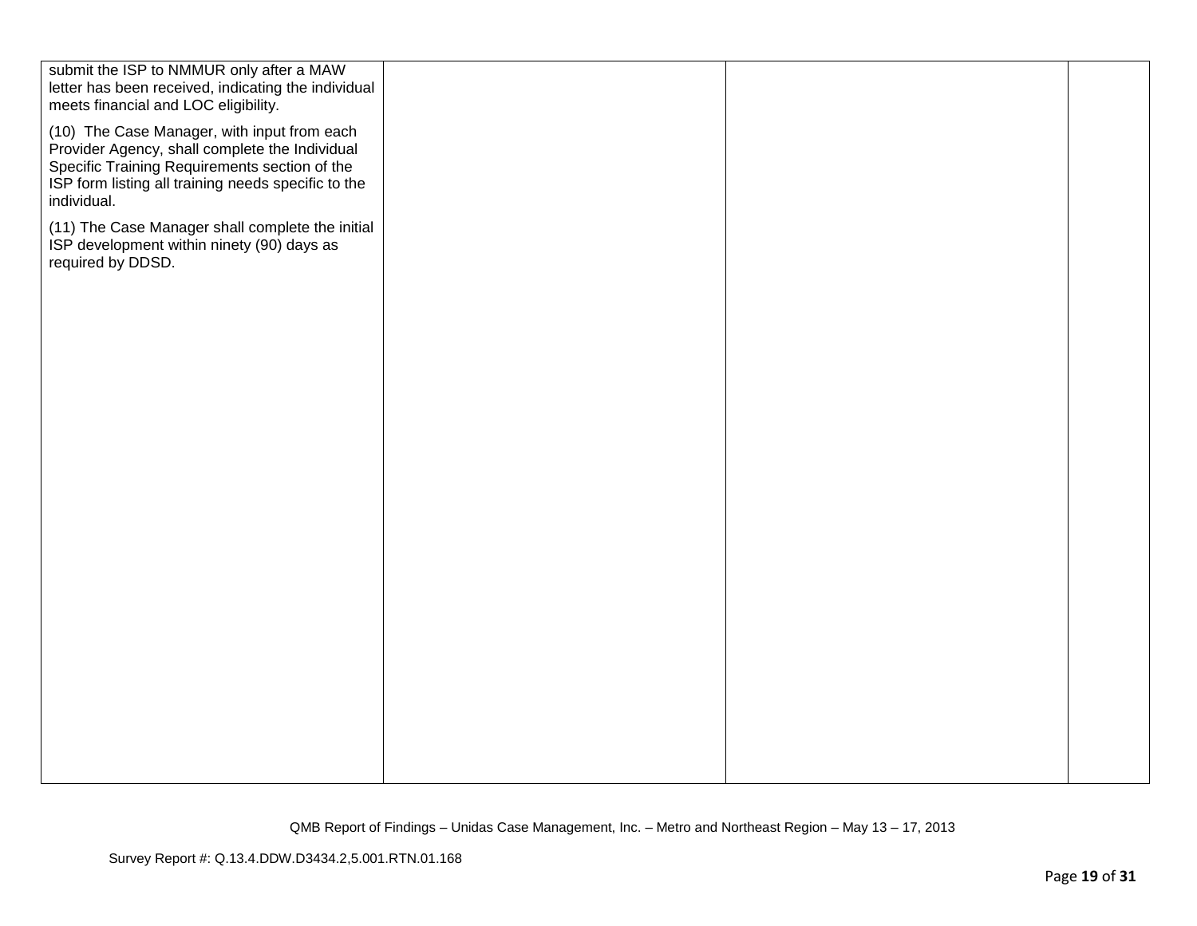| | | | |
|---|---|---|---|
| submit the ISP to NMMUR only after a MAW letter has been received, indicating the individual meets financial and LOC eligibility.<br><br>(10) The Case Manager, with input from each Provider Agency, shall complete the Individual Specific Training Requirements section of the ISP form listing all training needs specific to the individual.<br><br>(11) The Case Manager shall complete the initial ISP development within ninety (90) days as required by DDSD. | | | |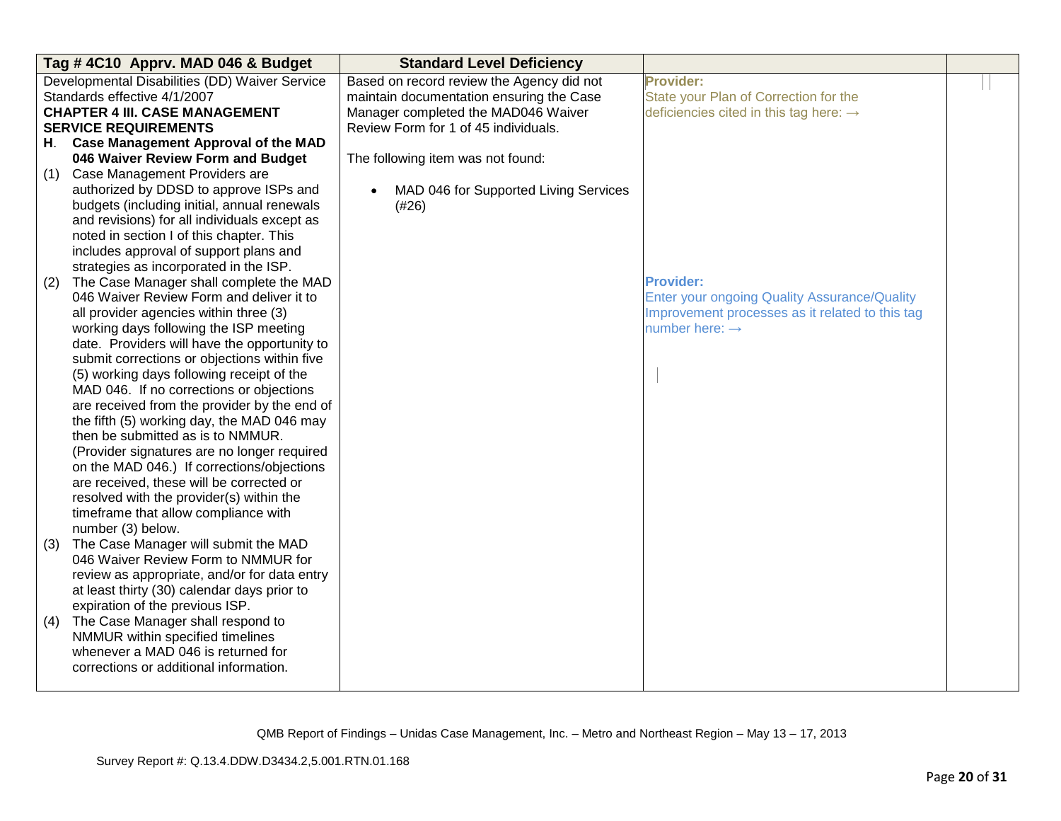| Tag # 4C10 Apprv. MAD 046 & Budget | Standard Level Deficiency | | |
|---|---|---|---|
| Developmental Disabilities (DD) Waiver Service Standards effective 4/1/2007<br>**CHAPTER 4 III. CASE MANAGEMENT SERVICE REQUIREMENTS**<br>**H. Case Management Approval of the MAD 046 Waiver Review Form and Budget**<br>(1) Case Management Providers are authorized by DDSD to approve ISPs and budgets (including initial, annual renewals and revisions) for all individuals except as noted in section I of this chapter. This includes approval of support plans and strategies as incorporated in the ISP.<br>(2) The Case Manager shall complete the MAD 046 Waiver Review Form and deliver it to all provider agencies within three (3) working days following the ISP meeting date. Providers will have the opportunity to submit corrections or objections within five (5) working days following receipt of the MAD 046. If no corrections or objections are received from the provider by the end of the fifth (5) working day, the MAD 046 may then be submitted as is to NMMUR. (Provider signatures are no longer required on the MAD 046.) If corrections/objections are received, these will be corrected or resolved with the provider(s) within the timeframe that allow compliance with number (3) below.<br>(3) The Case Manager will submit the MAD 046 Waiver Review Form to NMMUR for review as appropriate, and/or for data entry at least thirty (30) calendar days prior to expiration of the previous ISP.<br>(4) The Case Manager shall respond to NMMUR within specified timelines whenever a MAD 046 is returned for corrections or additional information. | Based on record review the Agency did not maintain documentation ensuring the Case Manager completed the MAD046 Waiver Review Form for 1 of 45 individuals.<br><br>The following item was not found:<br><br>• MAD 046 for Supported Living Services (#26) | **Provider:**<br>State your Plan of Correction for the deficiencies cited in this tag here: →<br><br><br><br><br><br><br>**Provider:**<br>Enter your ongoing Quality Assurance/Quality Improvement processes as it related to this tag number here: → | |

QMB Report of Findings – Unidas Case Management, Inc. – Metro and Northeast Region – May 13 – 17, 2013

Survey Report #: Q.13.4.DDW.D3434.2,5.001.RTN.01.168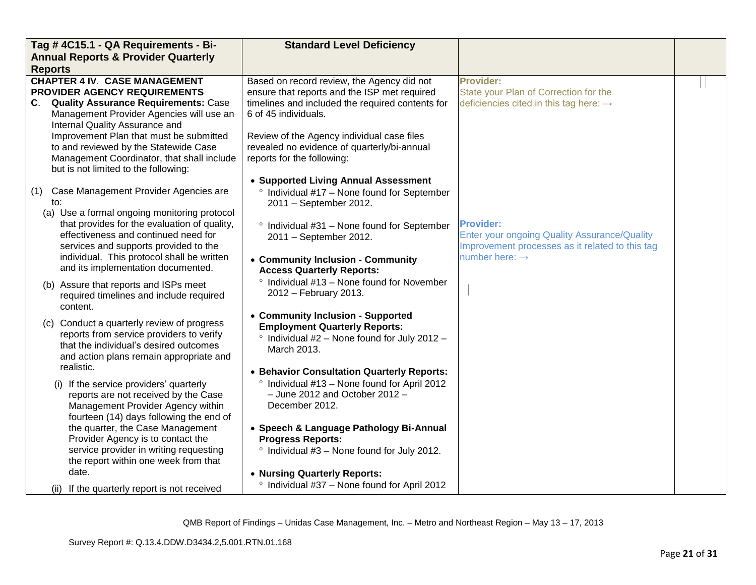| Tag # 4C15.1 - QA Requirements - Bi-Annual Reports & Provider Quarterly Reports | Standard Level Deficiency | | |
|---|---|---|---|
| **CHAPTER 4 IV. CASE MANAGEMENT PROVIDER AGENCY REQUIREMENTS**<br>**C. Quality Assurance Requirements:** Case Management Provider Agencies will use an Internal Quality Assurance and Improvement Plan that must be submitted to and reviewed by the Statewide Case Management Coordinator, that shall include but is not limited to the following:<br><br>(1) Case Management Provider Agencies are to:<br>(a) Use a formal ongoing monitoring protocol that provides for the evaluation of quality, effectiveness and continued need for services and supports provided to the individual. This protocol shall be written and its implementation documented.<br>(b) Assure that reports and ISPs meet required timelines and include required content.<br>(c) Conduct a quarterly review of progress reports from service providers to verify that the individual's desired outcomes and action plans remain appropriate and realistic.<br>(i) If the service providers' quarterly reports are not received by the Case Management Provider Agency within fourteen (14) days following the end of the quarter, the Case Management Provider Agency is to contact the service provider in writing requesting the report within one week from that date.<br>(ii) If the quarterly report is not received | Based on record review, the Agency did not ensure that reports and the ISP met required timelines and included the required contents for 6 of 45 individuals.<br><br>Review of the Agency individual case files revealed no evidence of quarterly/bi-annual reports for the following:<br><br>• **Supported Living Annual Assessment**<br>° Individual #17 – None found for September 2011 – September 2012.<br>° Individual #31 – None found for September 2011 – September 2012.<br><br>• **Community Inclusion - Community Access Quarterly Reports:**<br>° Individual #13 – None found for November 2012 – February 2013.<br><br>• **Community Inclusion - Supported Employment Quarterly Reports:**<br>° Individual #2 – None found for July 2012 – March 2013.<br><br>• **Behavior Consultation Quarterly Reports:**<br>° Individual #13 – None found for April 2012 – June 2012 and October 2012 – December 2012.<br><br>• **Speech & Language Pathology Bi-Annual Progress Reports:**<br>° Individual #3 – None found for July 2012.<br><br>• **Nursing Quarterly Reports:**<br>° Individual #37 – None found for April 2012 | **Provider:**<br>State your Plan of Correction for the deficiencies cited in this tag here: →<br><br>**Provider:**<br>Enter your ongoing Quality Assurance/Quality Improvement processes as it related to this tag number here: → | |

QMB Report of Findings – Unidas Case Management, Inc. – Metro and Northeast Region – May 13 – 17, 2013

Survey Report #: Q.13.4.DDW.D3434.2,5.001.RTN.01.168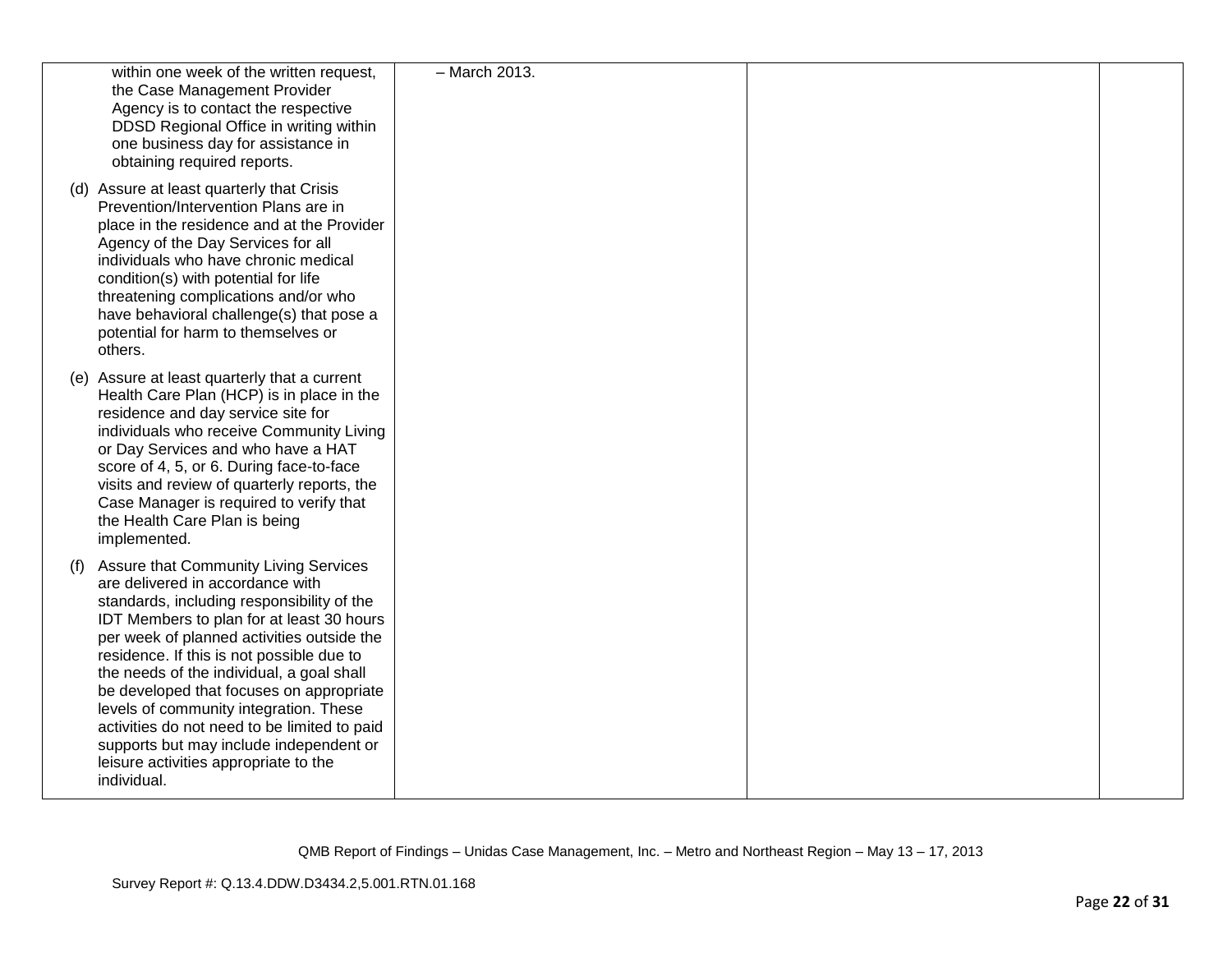| | | | |
|---|---|---|---|
| within one week of the written request, the Case Management Provider Agency is to contact the respective DDSD Regional Office in writing within one business day for assistance in obtaining required reports.<br><br>(d) Assure at least quarterly that Crisis Prevention/Intervention Plans are in place in the residence and at the Provider Agency of the Day Services for all individuals who have chronic medical condition(s) with potential for life threatening complications and/or who have behavioral challenge(s) that pose a potential for harm to themselves or others.<br><br>(e) Assure at least quarterly that a current Health Care Plan (HCP) is in place in the residence and day service site for individuals who receive Community Living or Day Services and who have a HAT score of 4, 5, or 6. During face-to-face visits and review of quarterly reports, the Case Manager is required to verify that the Health Care Plan is being implemented.<br><br>(f) Assure that Community Living Services are delivered in accordance with standards, including responsibility of the IDT Members to plan for at least 30 hours per week of planned activities outside the residence. If this is not possible due to the needs of the individual, a goal shall be developed that focuses on appropriate levels of community integration. These activities do not need to be limited to paid supports but may include independent or leisure activities appropriate to the individual. | – March 2013. | | |

QMB Report of Findings – Unidas Case Management, Inc. – Metro and Northeast Region – May 13 – 17, 2013

Survey Report #: Q.13.4.DDW.D3434.2,5.001.RTN.01.168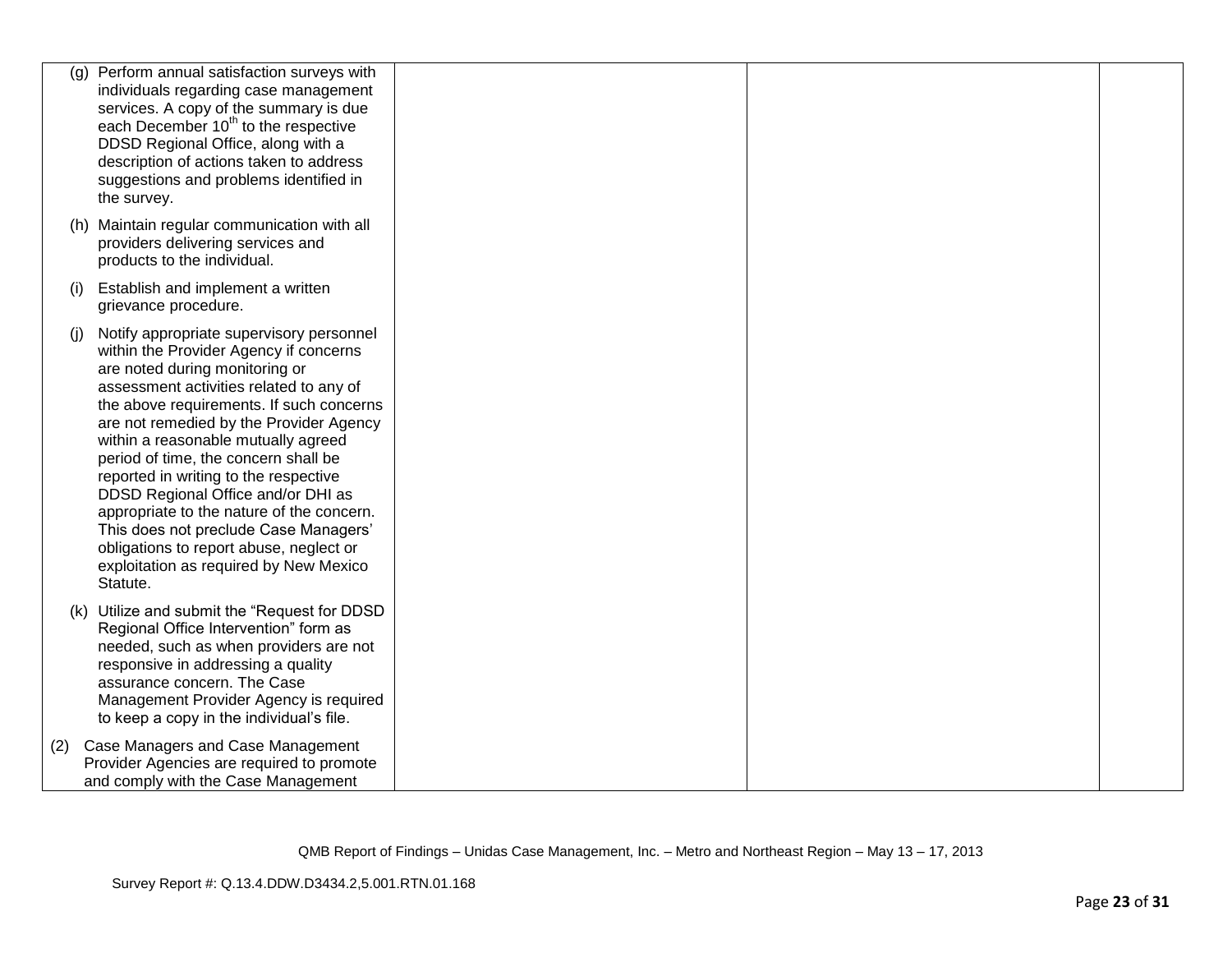| | | | |
|---|---|---|---|
| (g) Perform annual satisfaction surveys with individuals regarding case management services. A copy of the summary is due each December 10th to the respective DDSD Regional Office, along with a description of actions taken to address suggestions and problems identified in the survey.<br><br>(h) Maintain regular communication with all providers delivering services and products to the individual.<br><br>(i) Establish and implement a written grievance procedure.<br><br>(j) Notify appropriate supervisory personnel within the Provider Agency if concerns are noted during monitoring or assessment activities related to any of the above requirements. If such concerns are not remedied by the Provider Agency within a reasonable mutually agreed period of time, the concern shall be reported in writing to the respective DDSD Regional Office and/or DHI as appropriate to the nature of the concern. This does not preclude Case Managers' obligations to report abuse, neglect or exploitation as required by New Mexico Statute.<br><br>(k) Utilize and submit the "Request for DDSD Regional Office Intervention" form as needed, such as when providers are not responsive in addressing a quality assurance concern. The Case Management Provider Agency is required to keep a copy in the individual's file.<br><br>(2) Case Managers and Case Management Provider Agencies are required to promote and comply with the Case Management | | | |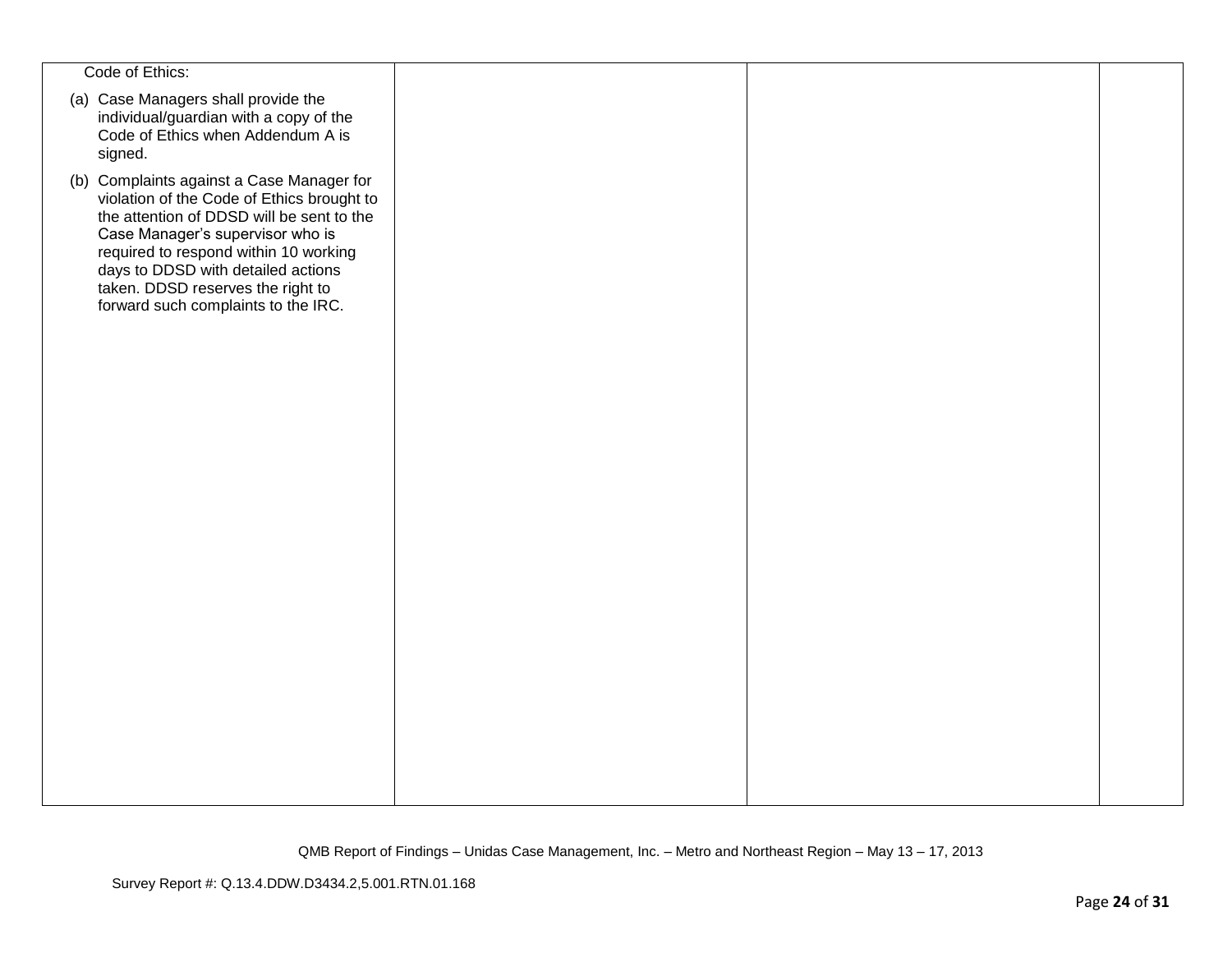| | | | |
|---|---|---|---|
| Code of Ethics:<br><br>(a) Case Managers shall provide the individual/guardian with a copy of the Code of Ethics when Addendum A is signed.<br><br>(b) Complaints against a Case Manager for violation of the Code of Ethics brought to the attention of DDSD will be sent to the Case Manager's supervisor who is required to respond within 10 working days to DDSD with detailed actions taken. DDSD reserves the right to forward such complaints to the IRC. | | | |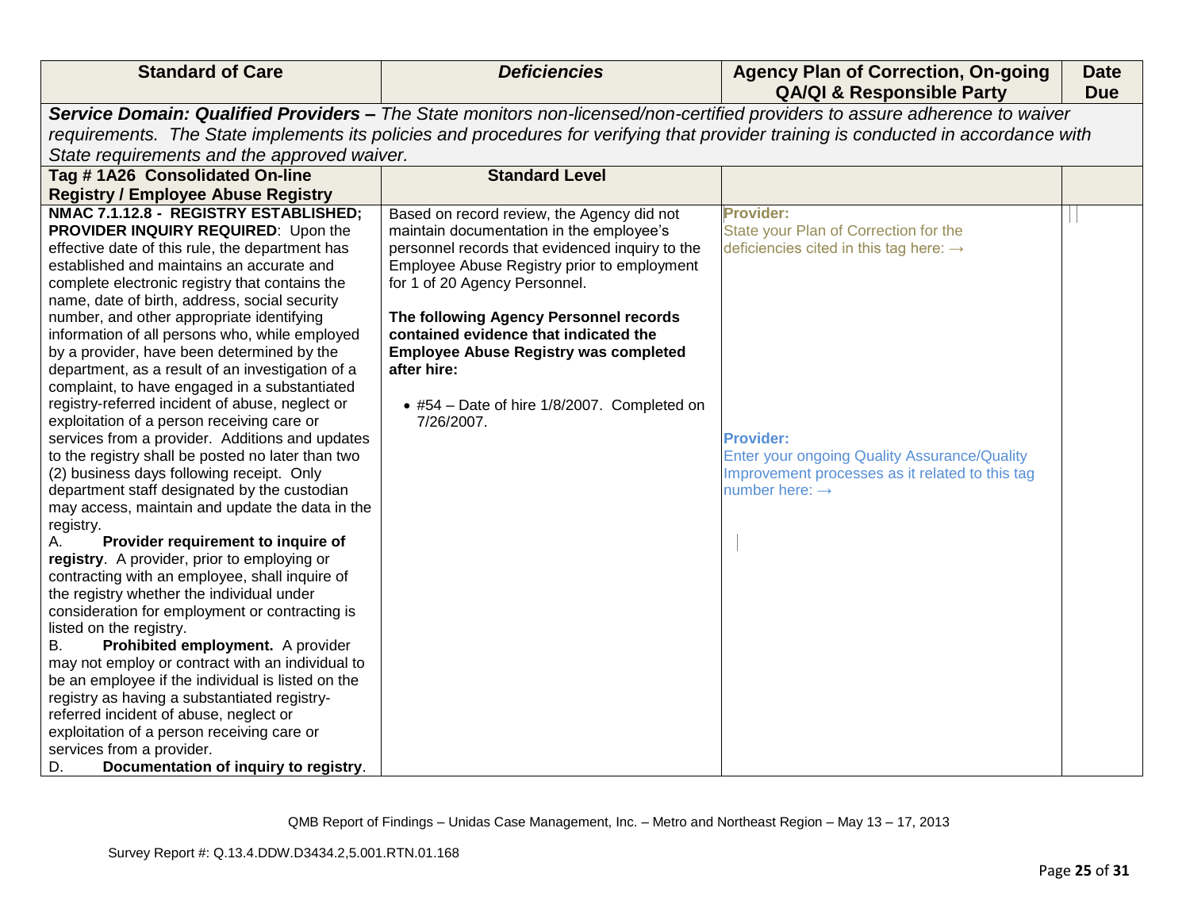| Standard of Care | *Deficiencies* | Agency Plan of Correction, On-going QA/QI & Responsible Party | Date Due |
|---|---|---|---|
| ***Service Domain: Qualified Providers –*** *The State monitors non-licensed/non-certified providers to assure adherence to waiver requirements. The State implements its policies and procedures for verifying that provider training is conducted in accordance with State requirements and the approved waiver.* | | | |
| **Tag # 1A26 Consolidated On-line Registry / Employee Abuse Registry** | **Standard Level** | | |
| **NMAC 7.1.12.8 - REGISTRY ESTABLISHED; PROVIDER INQUIRY REQUIRED**: Upon the effective date of this rule, the department has established and maintains an accurate and complete electronic registry that contains the name, date of birth, address, social security number, and other appropriate identifying information of all persons who, while employed by a provider, have been determined by the department, as a result of an investigation of a complaint, to have engaged in a substantiated registry-referred incident of abuse, neglect or exploitation of a person receiving care or services from a provider. Additions and updates to the registry shall be posted no later than two (2) business days following receipt. Only department staff designated by the custodian may access, maintain and update the data in the registry.<br>A. **Provider requirement to inquire of registry**. A provider, prior to employing or contracting with an employee, shall inquire of the registry whether the individual under consideration for employment or contracting is listed on the registry.<br>B. **Prohibited employment.** A provider may not employ or contract with an individual to be an employee if the individual is listed on the registry as having a substantiated registry-referred incident of abuse, neglect or exploitation of a person receiving care or services from a provider.<br>D. **Documentation of inquiry to registry**. | Based on record review, the Agency did not maintain documentation in the employee's personnel records that evidenced inquiry to the Employee Abuse Registry prior to employment for 1 of 20 Agency Personnel.<br><br>**The following Agency Personnel records contained evidence that indicated the Employee Abuse Registry was completed after hire:**<br><br>• #54 – Date of hire 1/8/2007. Completed on 7/26/2007. | **Provider:**<br>State your Plan of Correction for the deficiencies cited in this tag here: →<br><br>**Provider:**<br>Enter your ongoing Quality Assurance/Quality Improvement processes as it related to this tag number here: → | |

QMB Report of Findings – Unidas Case Management, Inc. – Metro and Northeast Region – May 13 – 17, 2013

Survey Report #: Q.13.4.DDW.D3434.2,5.001.RTN.01.168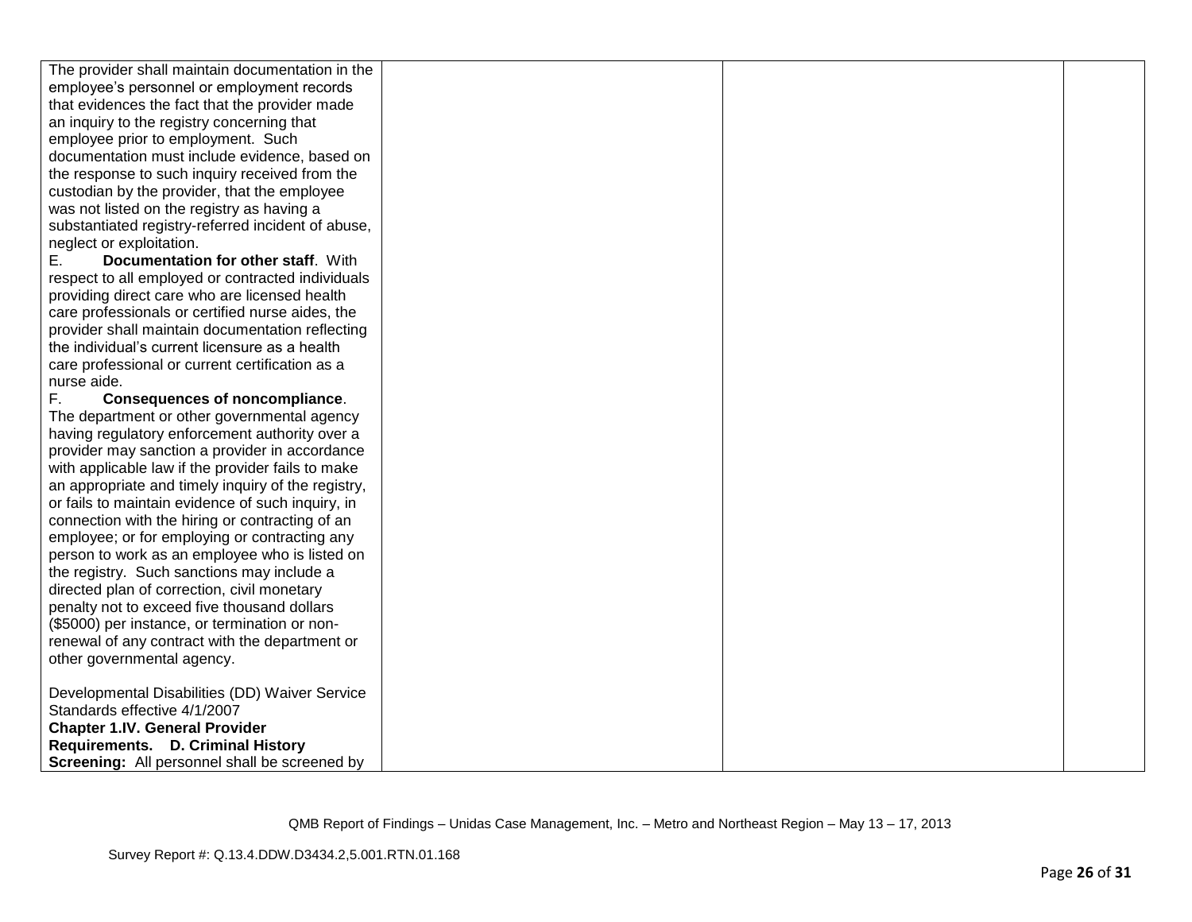| | | | |
|---|---|---|---|
| The provider shall maintain documentation in the employee's personnel or employment records that evidences the fact that the provider made an inquiry to the registry concerning that employee prior to employment. Such documentation must include evidence, based on the response to such inquiry received from the custodian by the provider, that the employee was not listed on the registry as having a substantiated registry-referred incident of abuse, neglect or exploitation.<br>E. **Documentation for other staff**. With respect to all employed or contracted individuals providing direct care who are licensed health care professionals or certified nurse aides, the provider shall maintain documentation reflecting the individual's current licensure as a health care professional or current certification as a nurse aide.<br>F. **Consequences of noncompliance**. The department or other governmental agency having regulatory enforcement authority over a provider may sanction a provider in accordance with applicable law if the provider fails to make an appropriate and timely inquiry of the registry, or fails to maintain evidence of such inquiry, in connection with the hiring or contracting of an employee; or for employing or contracting any person to work as an employee who is listed on the registry. Such sanctions may include a directed plan of correction, civil monetary penalty not to exceed five thousand dollars ($5000) per instance, or termination or non-renewal of any contract with the department or other governmental agency.<br><br>Developmental Disabilities (DD) Waiver Service Standards effective 4/1/2007<br>**Chapter 1.IV. General Provider Requirements. D. Criminal History Screening:** All personnel shall be screened by | | | |

QMB Report of Findings – Unidas Case Management, Inc. – Metro and Northeast Region – May 13 – 17, 2013

Survey Report #: Q.13.4.DDW.D3434.2,5.001.RTN.01.168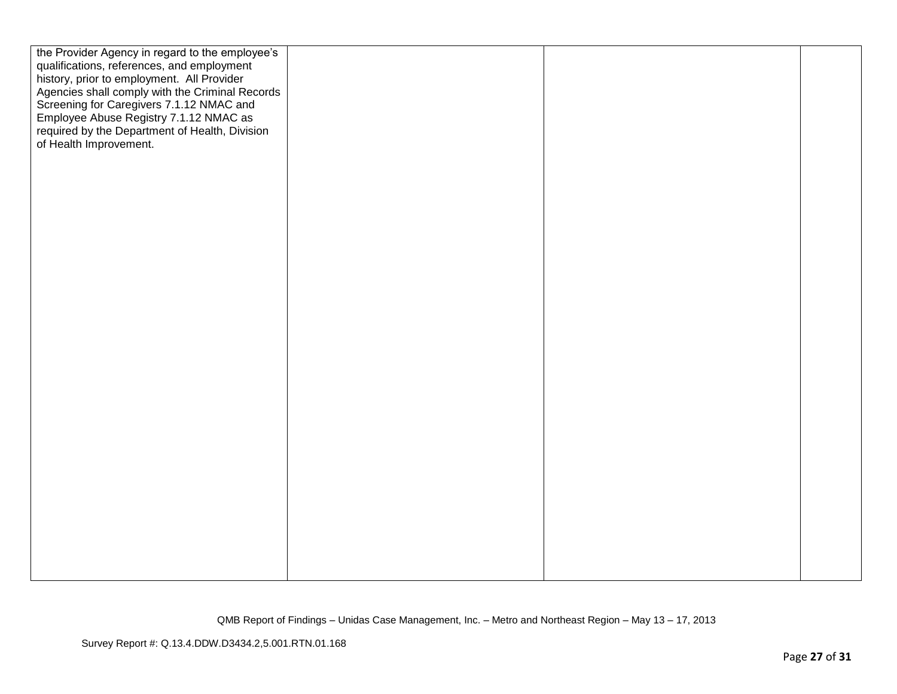| | | | |
|---|---|---|---|
| the Provider Agency in regard to the employee's qualifications, references, and employment history, prior to employment. All Provider Agencies shall comply with the Criminal Records Screening for Caregivers 7.1.12 NMAC and Employee Abuse Registry 7.1.12 NMAC as required by the Department of Health, Division of Health Improvement. | | | |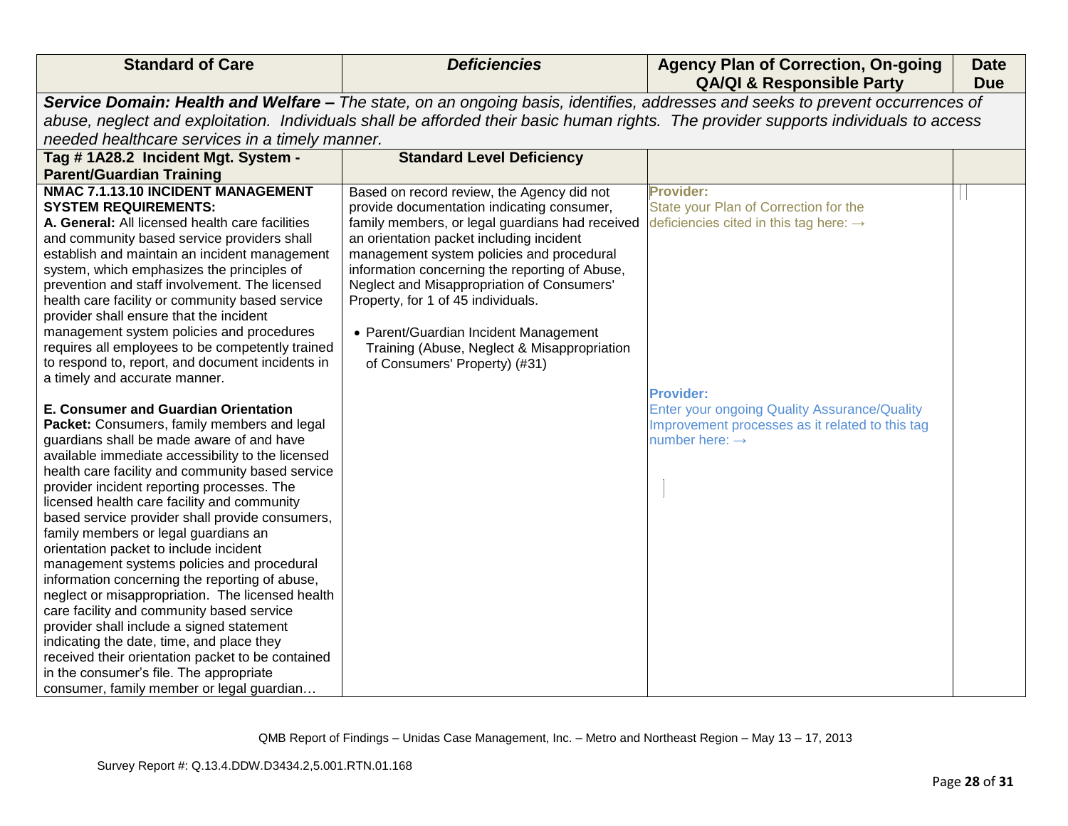| Standard of Care | *Deficiencies* | Agency Plan of Correction, On-going QA/QI & Responsible Party | Date Due |
|---|---|---|---|
| ***Service Domain: Health and Welfare –*** *The state, on an ongoing basis, identifies, addresses and seeks to prevent occurrences of abuse, neglect and exploitation. Individuals shall be afforded their basic human rights. The provider supports individuals to access needed healthcare services in a timely manner.* | | | |
| **Tag # 1A28.2 Incident Mgt. System - Parent/Guardian Training** | **Standard Level Deficiency** | | |
| **NMAC 7.1.13.10 INCIDENT MANAGEMENT SYSTEM REQUIREMENTS:**<br>**A. General:** All licensed health care facilities and community based service providers shall establish and maintain an incident management system, which emphasizes the principles of prevention and staff involvement. The licensed health care facility or community based service provider shall ensure that the incident management system policies and procedures requires all employees to be competently trained to respond to, report, and document incidents in a timely and accurate manner.<br><br>**E. Consumer and Guardian Orientation Packet:** Consumers, family members and legal guardians shall be made aware of and have available immediate accessibility to the licensed health care facility and community based service provider incident reporting processes. The licensed health care facility and community based service provider shall provide consumers, family members or legal guardians an orientation packet to include incident management systems policies and procedural information concerning the reporting of abuse, neglect or misappropriation. The licensed health care facility and community based service provider shall include a signed statement indicating the date, time, and place they received their orientation packet to be contained in the consumer's file. The appropriate consumer, family member or legal guardian… | Based on record review, the Agency did not provide documentation indicating consumer, family members, or legal guardians had received an orientation packet including incident management system policies and procedural information concerning the reporting of Abuse, Neglect and Misappropriation of Consumers' Property, for 1 of 45 individuals.<br><br>• Parent/Guardian Incident Management Training (Abuse, Neglect & Misappropriation of Consumers' Property) (#31) | **Provider:**<br>State your Plan of Correction for the deficiencies cited in this tag here: →<br><br>**Provider:**<br>Enter your ongoing Quality Assurance/Quality Improvement processes as it related to this tag number here: → | |

QMB Report of Findings – Unidas Case Management, Inc. – Metro and Northeast Region – May 13 – 17, 2013

Survey Report #: Q.13.4.DDW.D3434.2,5.001.RTN.01.168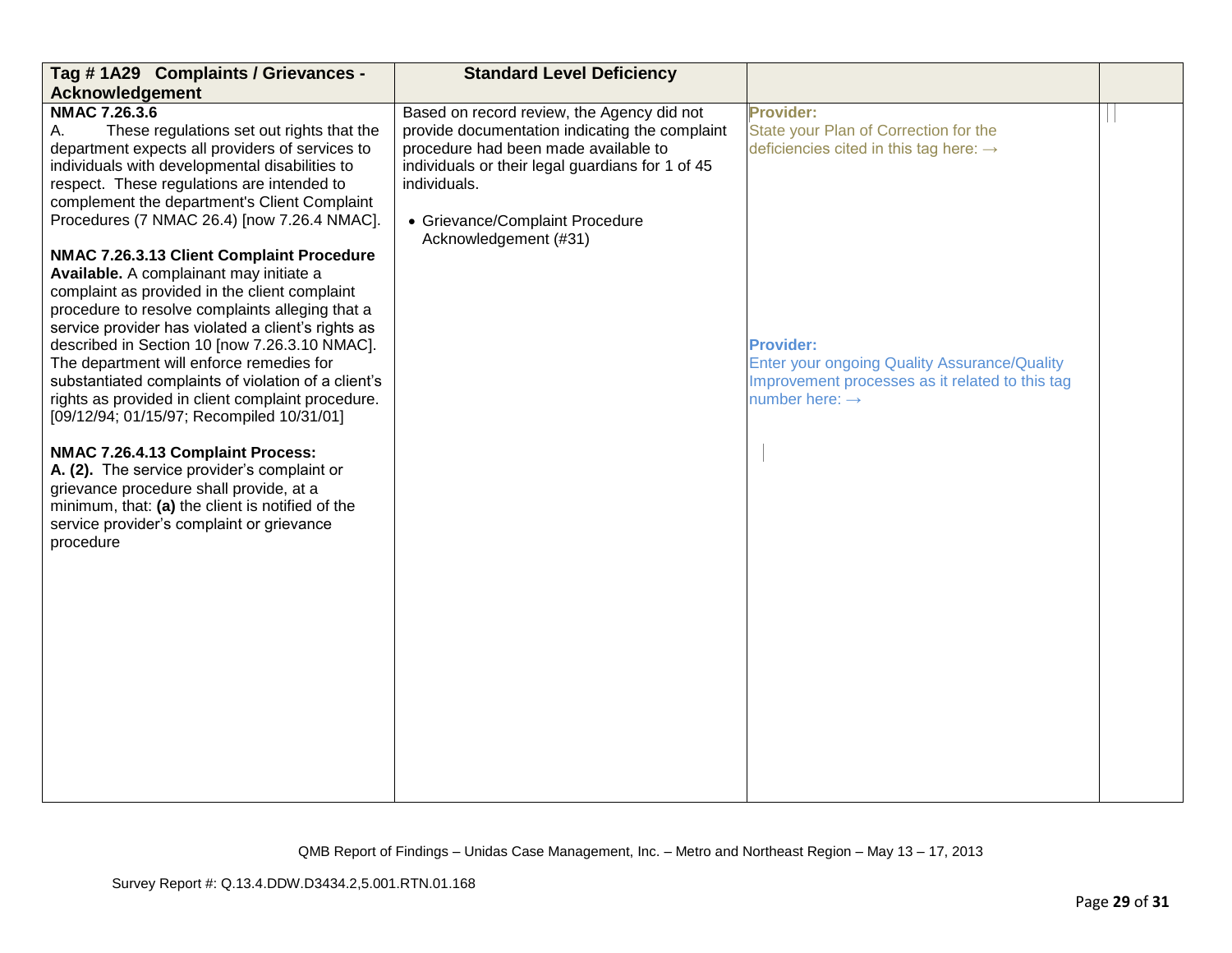| Tag # 1A29 Complaints / Grievances - Acknowledgement | Standard Level Deficiency | | |
|---|---|---|---|
| **NMAC 7.26.3.6**<br>A. These regulations set out rights that the department expects all providers of services to individuals with developmental disabilities to respect. These regulations are intended to complement the department's Client Complaint Procedures (7 NMAC 26.4) [now 7.26.4 NMAC].<br><br>**NMAC 7.26.3.13 Client Complaint Procedure Available.** A complainant may initiate a complaint as provided in the client complaint procedure to resolve complaints alleging that a service provider has violated a client's rights as described in Section 10 [now 7.26.3.10 NMAC]. The department will enforce remedies for substantiated complaints of violation of a client's rights as provided in client complaint procedure. [09/12/94; 01/15/97; Recompiled 10/31/01]<br><br>**NMAC 7.26.4.13 Complaint Process:**<br>**A. (2).** The service provider's complaint or grievance procedure shall provide, at a minimum, that: **(a)** the client is notified of the service provider's complaint or grievance procedure | Based on record review, the Agency did not provide documentation indicating the complaint procedure had been made available to individuals or their legal guardians for 1 of 45 individuals.<br><br>• Grievance/Complaint Procedure Acknowledgement (#31) | **Provider:**<br>State your Plan of Correction for the deficiencies cited in this tag here: →<br><br>**Provider:**<br>Enter your ongoing Quality Assurance/Quality Improvement processes as it related to this tag number here: → | |

QMB Report of Findings – Unidas Case Management, Inc. – Metro and Northeast Region – May 13 – 17, 2013

Survey Report #: Q.13.4.DDW.D3434.2,5.001.RTN.01.168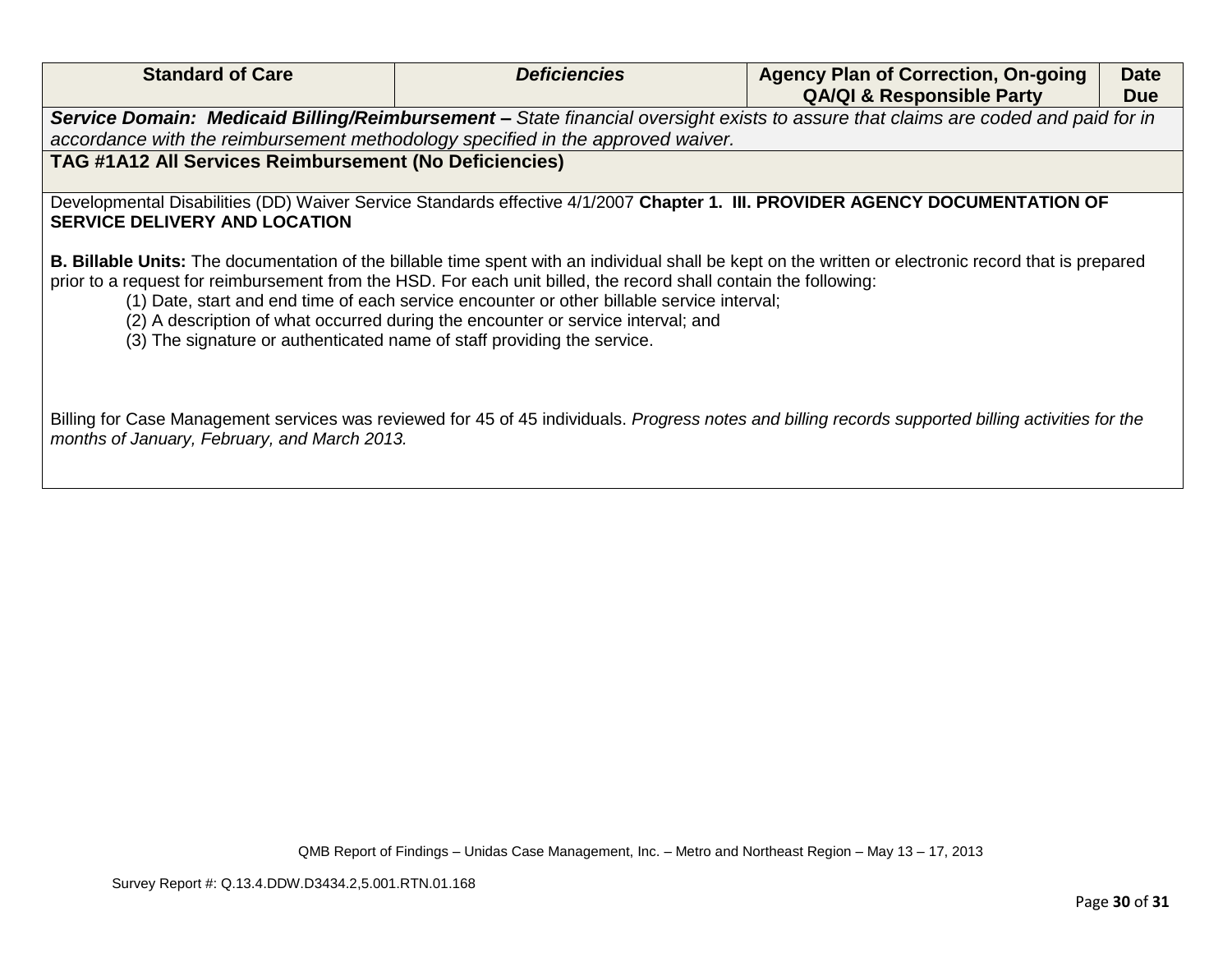| Standard of Care | *Deficiencies* | Agency Plan of Correction, On-going QA/QI & Responsible Party | Date Due |
|---|---|---|---|
| ***Service Domain: Medicaid Billing/Reimbursement –*** *State financial oversight exists to assure that claims are coded and paid for in accordance with the reimbursement methodology specified in the approved waiver.* | | | |
| **TAG #1A12 All Services Reimbursement (No Deficiencies)** | | | |

Developmental Disabilities (DD) Waiver Service Standards effective 4/1/2007 **Chapter 1. III. PROVIDER AGENCY DOCUMENTATION OF SERVICE DELIVERY AND LOCATION**

**B. Billable Units:** The documentation of the billable time spent with an individual shall be kept on the written or electronic record that is prepared prior to a request for reimbursement from the HSD. For each unit billed, the record shall contain the following:

(1) Date, start and end time of each service encounter or other billable service interval;
(2) A description of what occurred during the encounter or service interval; and
(3) The signature or authenticated name of staff providing the service.

Billing for Case Management services was reviewed for 45 of 45 individuals. *Progress notes and billing records supported billing activities for the months of January, February, and March 2013.*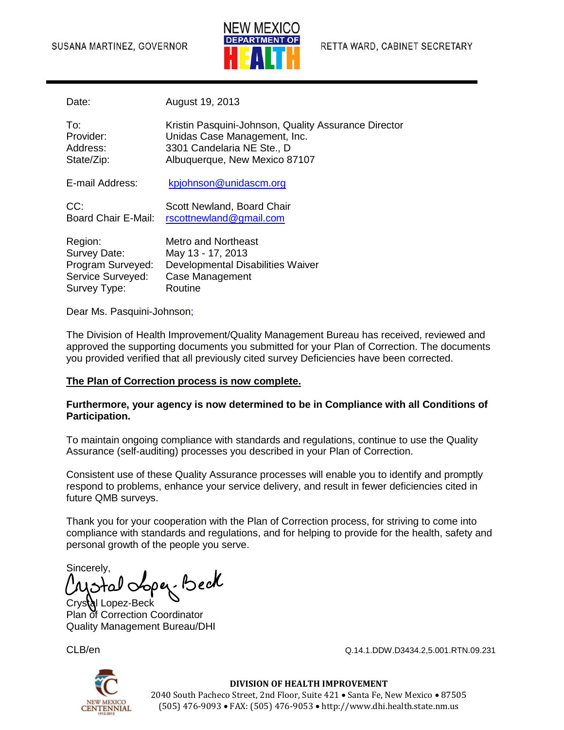SUSANA MARTINEZ, GOVERNOR

NEW MEXICO DEPARTMENT OF HEALTH

RETTA WARD, CABINET SECRETARY

| | |
|---|---|
| Date: | August 19, 2013 |
| To: | Kristin Pasquini-Johnson, Quality Assurance Director |
| Provider: | Unidas Case Management, Inc. |
| Address: | 3301 Candelaria NE Ste., D |
| State/Zip: | Albuquerque, New Mexico 87107 |
| E-mail Address: | kpjohnson@unidascm.org |
| CC: | Scott Newland, Board Chair |
| Board Chair E-Mail: | rscottnewland@gmail.com |
| Region: | Metro and Northeast |
| Survey Date: | May 13 - 17, 2013 |
| Program Surveyed: | Developmental Disabilities Waiver |
| Service Surveyed: | Case Management |
| Survey Type: | Routine |

Dear Ms. Pasquini-Johnson;

The Division of Health Improvement/Quality Management Bureau has received, reviewed and approved the supporting documents you submitted for your Plan of Correction. The documents you provided verified that all previously cited survey Deficiencies have been corrected.

**The Plan of Correction process is now complete.**

**Furthermore, your agency is now determined to be in Compliance with all Conditions of Participation.**

To maintain ongoing compliance with standards and regulations, continue to use the Quality Assurance (self-auditing) processes you described in your Plan of Correction.

Consistent use of these Quality Assurance processes will enable you to identify and promptly respond to problems, enhance your service delivery, and result in fewer deficiencies cited in future QMB surveys.

Thank you for your cooperation with the Plan of Correction process, for striving to come into compliance with standards and regulations, and for helping to provide for the health, safety and personal growth of the people you serve.

Sincerely,

Crystal Lopez-Beck

Crystal Lopez-Beck
Plan of Correction Coordinator
Quality Management Bureau/DHI

CLB/en

Q.14.1.DDW.D3434.2,5.001.RTN.09.231

**DIVISION OF HEALTH IMPROVEMENT**
2040 South Pacheco Street, 2nd Floor, Suite 421 • Santa Fe, New Mexico • 87505
(505) 476-9093 • FAX: (505) 476-9053 • http://www.dhi.health.state.nm.us